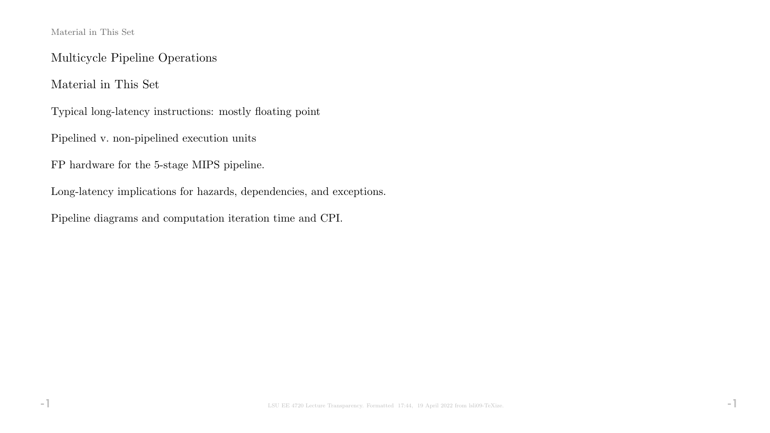# Multicycle Pipeline Operations

## Material in This Set

Typical long-latency instructions: mostly floating point

Pipelined v. non-pipelined execution units

FP hardware for the 5-stage MIPS pipeline.

Long-latency implications for hazards, dependencies, and exceptions.

Pipeline diagrams and computation iteration time and CPI.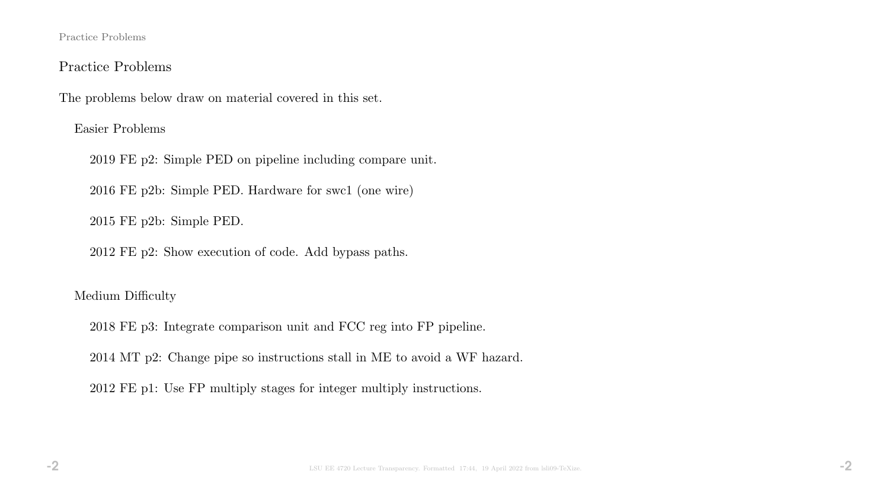## Practice Problems

The problems below draw on material covered in this set.

### Easier Problems

- 2019 FE p2: Simple PED on pipeline including compare unit.
- 2016 FE p2b: Simple PED. Hardware for swc1 (one wire)
- 2015 FE p2b: Simple PED.
- 2012 FE p2: Show execution of code. Add bypass paths.

### Medium Difficulty

- 2018 FE p3: Integrate comparison unit and FCC reg into FP pipeline.
- 2014 MT p2: Change pipe so instructions stall in ME to avoid a WF hazard.
- 2012 FE p1: Use FP multiply stages for integer multiply instructions.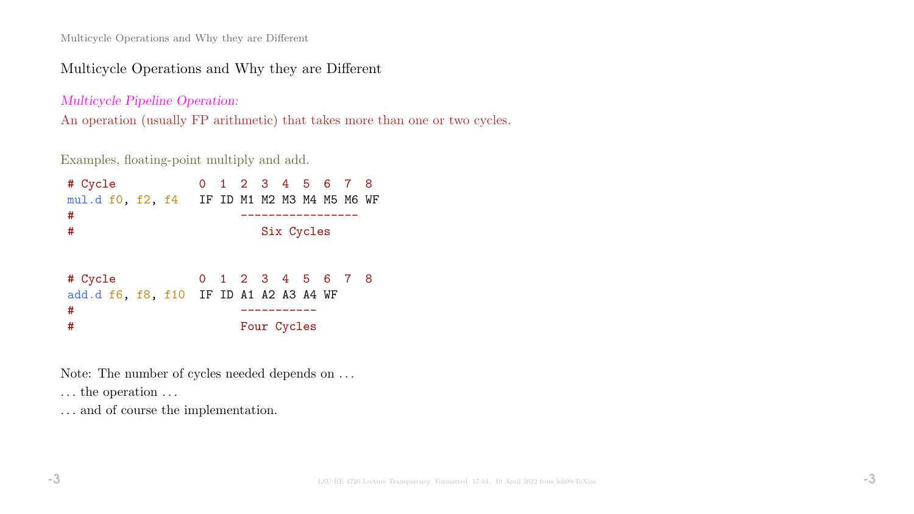## Multicycle Operations and Why they are Different

*Multicycle Pipeline Operation:*
An operation (usually FP arithmetic) that takes more than one or two cycles.

Examples, floating-point multiply and add.

```
# Cycle            0  1  2  3  4  5  6  7  8
mul.d f0, f2, f4   IF ID M1 M2 M3 M4 M5 M6 WF
#                        -----------------
#                           Six Cycles


# Cycle            0  1  2  3  4  5  6  7  8
add.d f6, f8, f10  IF ID A1 A2 A3 A4 WF
#                        -----------
#                        Four Cycles
```

Note: The number of cycles needed depends on . . .
. . . the operation . . .
. . . and of course the implementation.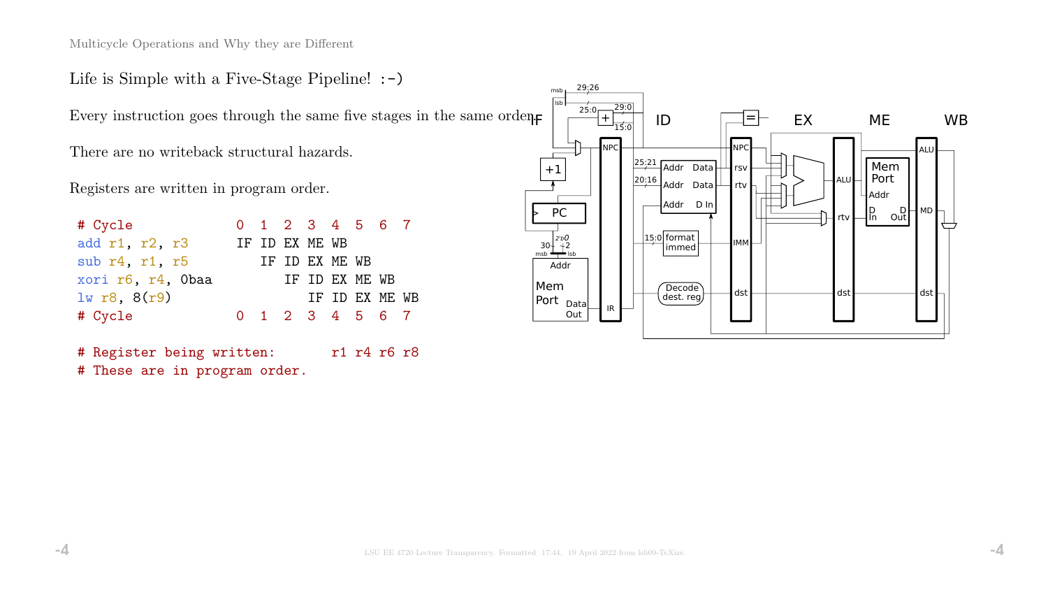Multicycle Operations and Why they are Different

## Life is Simple with a Five-Stage Pipeline! :-)

Every instruction goes through the same five stages in the same order.

There are no writeback structural hazards.

Registers are written in program order.

```
# Cycle              0  1  2  3  4  5  6  7
add r1, r2, r3       IF ID EX ME WB
sub r4, r1, r5          IF ID EX ME WB
xori r6, r4, 0baa          IF ID EX ME WB
lw r8, 8(r9)                  IF ID EX ME WB
# Cycle              0  1  2  3  4  5  6  7

# Register being written:       r1 r4 r6 r8
# These are in program order.
```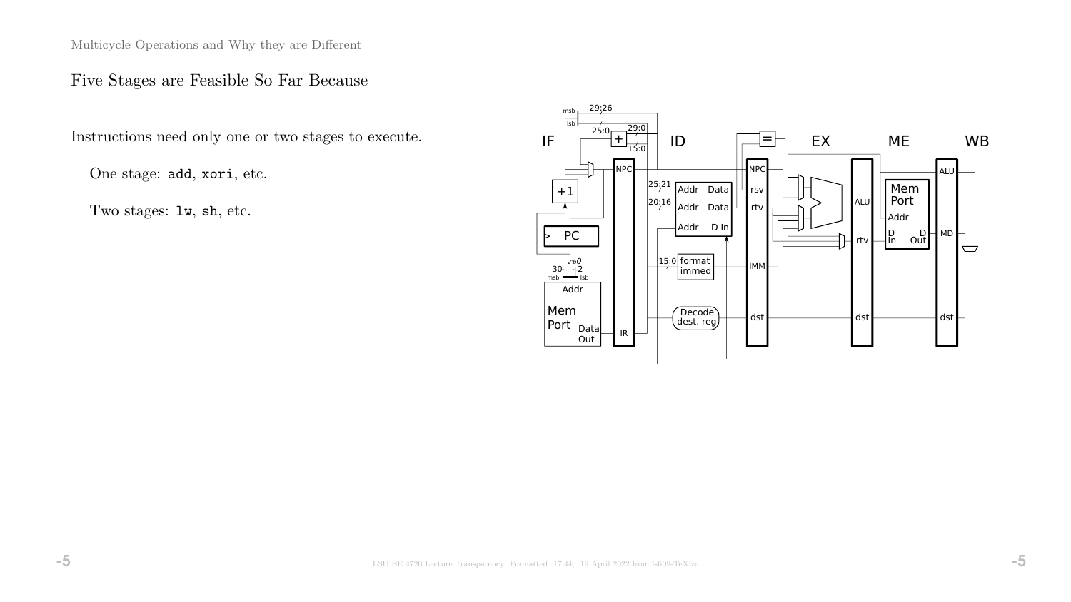## Five Stages are Feasible So Far Because

Instructions need only one or two stages to execute.

One stage: `add`, `xori`, etc.

Two stages: `lw`, `sh`, etc.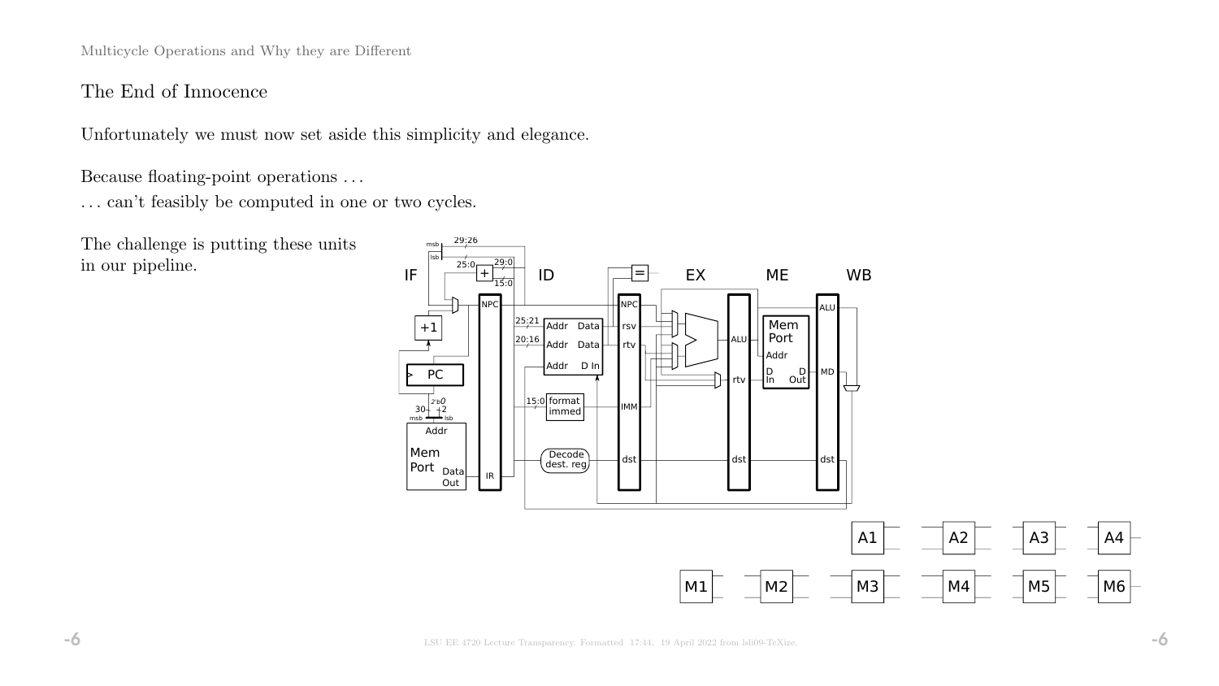## The End of Innocence

Unfortunately we must now set aside this simplicity and elegance.

Because floating-point operations . . .
. . . can't feasibly be computed in one or two cycles.

The challenge is putting these units in our pipeline.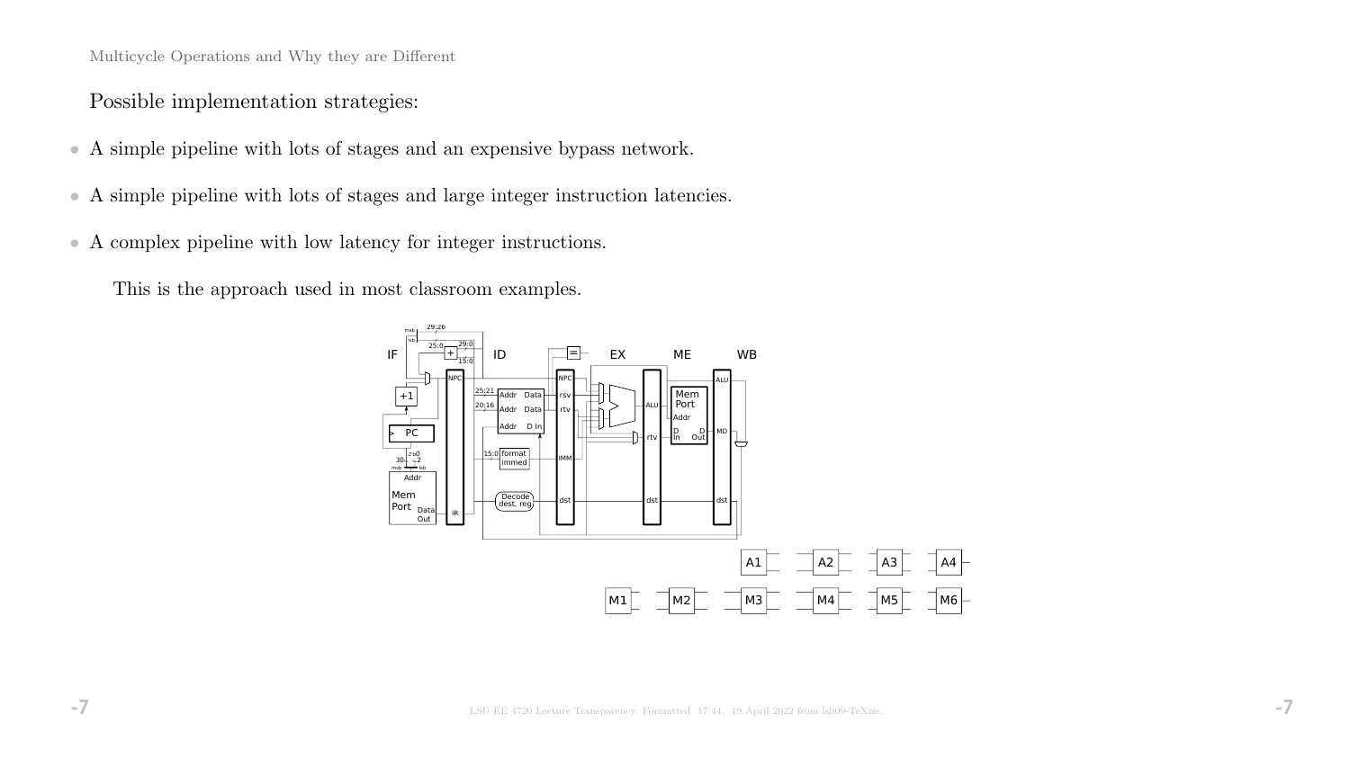Multicycle Operations and Why they are Different

Possible implementation strategies:

- A simple pipeline with lots of stages and an expensive bypass network.
- A simple pipeline with lots of stages and large integer instruction latencies.
- A complex pipeline with low latency for integer instructions.

  This is the approach used in most classroom examples.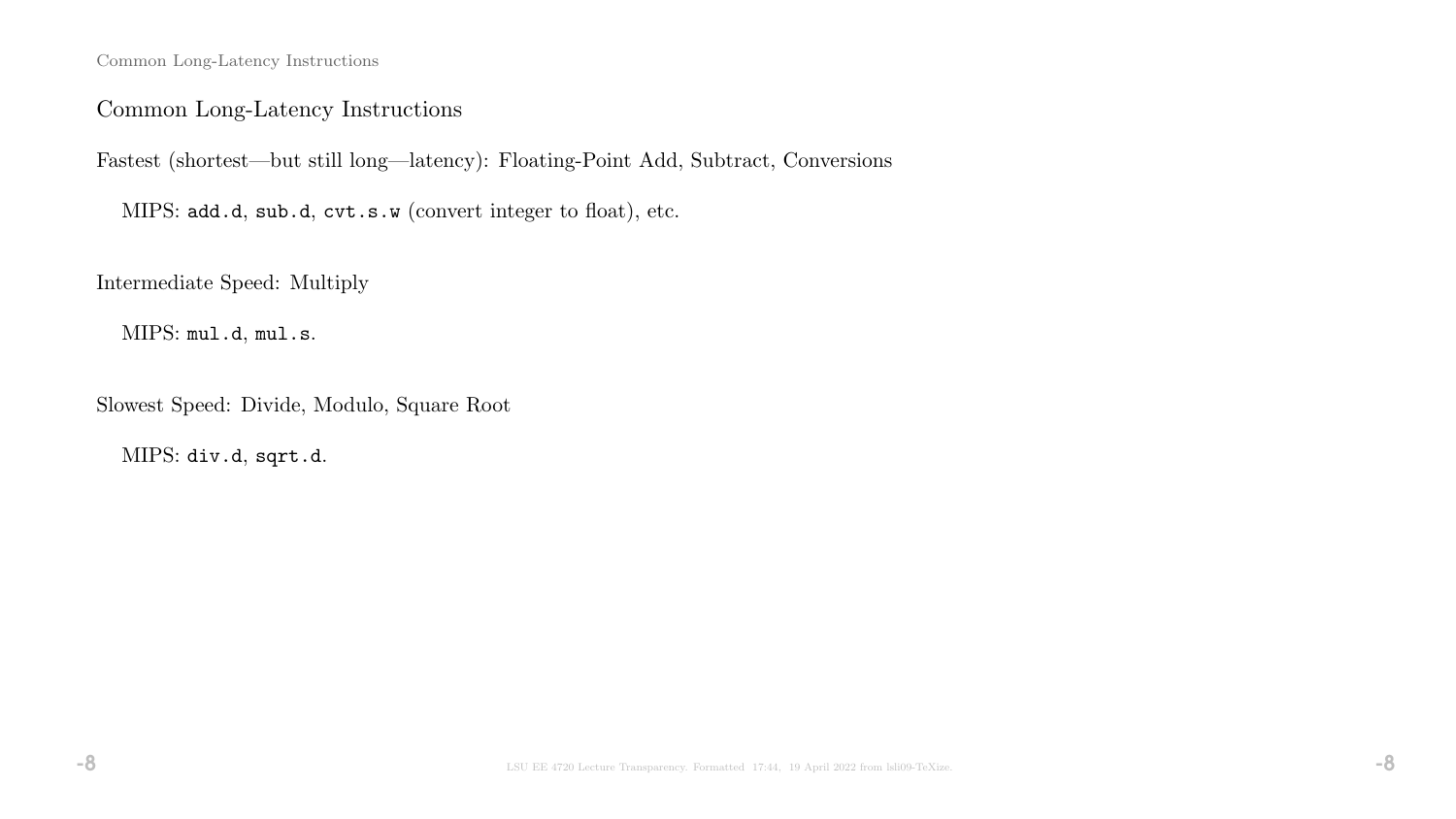## Common Long-Latency Instructions

Fastest (shortest—but still long—latency): Floating-Point Add, Subtract, Conversions

MIPS: `add.d`, `sub.d`, `cvt.s.w` (convert integer to float), etc.

Intermediate Speed: Multiply

MIPS: `mul.d`, `mul.s`.

Slowest Speed: Divide, Modulo, Square Root

MIPS: `div.d`, `sqrt.d`.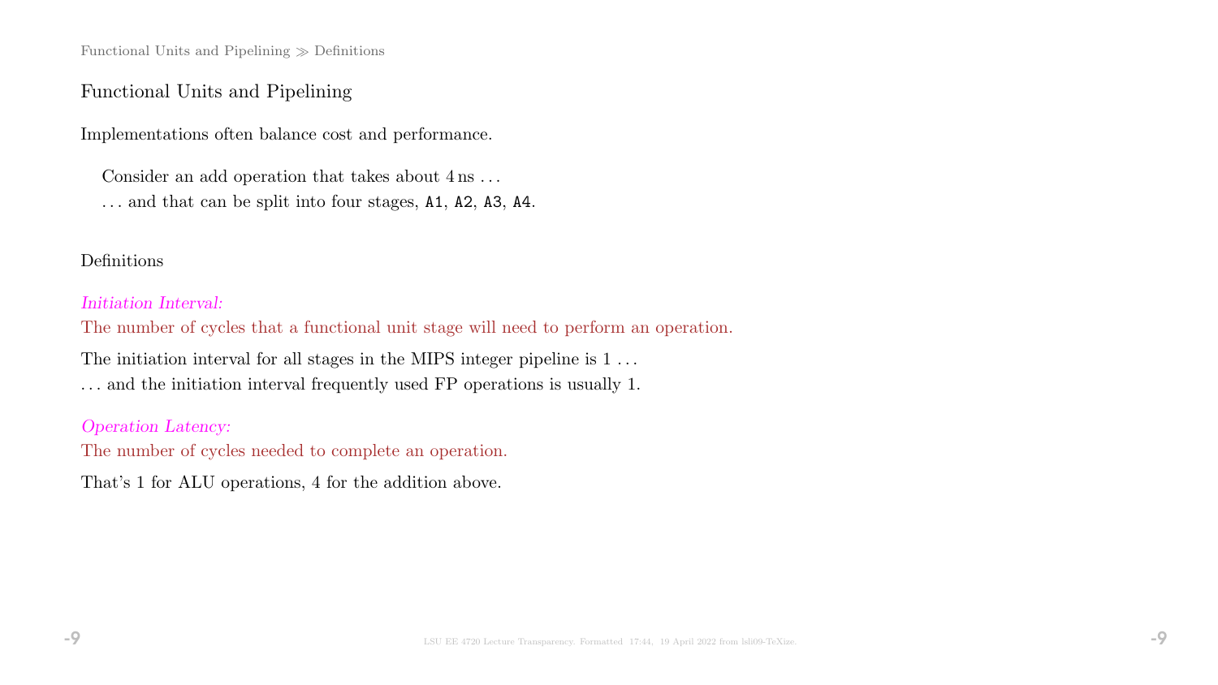## Functional Units and Pipelining

Implementations often balance cost and performance.

Consider an add operation that takes about 4 ns . . .
. . . and that can be split into four stages, `A1`, `A2`, `A3`, `A4`.

### Definitions

*Initiation Interval:*
The number of cycles that a functional unit stage will need to perform an operation.

The initiation interval for all stages in the MIPS integer pipeline is 1 . . .
. . . and the initiation interval frequently used FP operations is usually 1.

*Operation Latency:*
The number of cycles needed to complete an operation.

That's 1 for ALU operations, 4 for the addition above.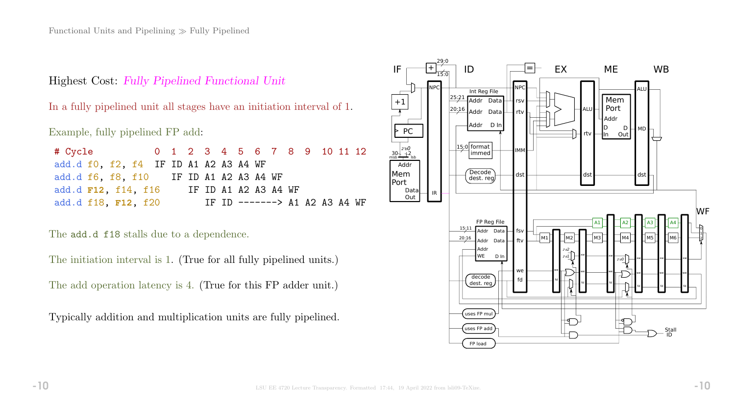Highest Cost: *Fully Pipelined Functional Unit*

In a fully pipelined unit all stages have an initiation interval of 1.

Example, fully pipelined FP add:

```
# Cycle            0  1  2  3  4  5  6  7  8  9  10 11 12
add.d f0, f2, f4   IF ID A1 A2 A3 A4 WF
add.d f6, f8, f10     IF ID A1 A2 A3 A4 WF
add.d F12, f14, f16      IF ID A1 A2 A3 A4 WF
add.d f18, F12, f20         IF ID -------> A1 A2 A3 A4 WF
```

The `add.d f18` stalls due to a dependence.

The initiation interval is 1. (True for all fully pipelined units.)

The add operation latency is 4. (True for this FP adder unit.)

Typically addition and multiplication units are fully pipelined.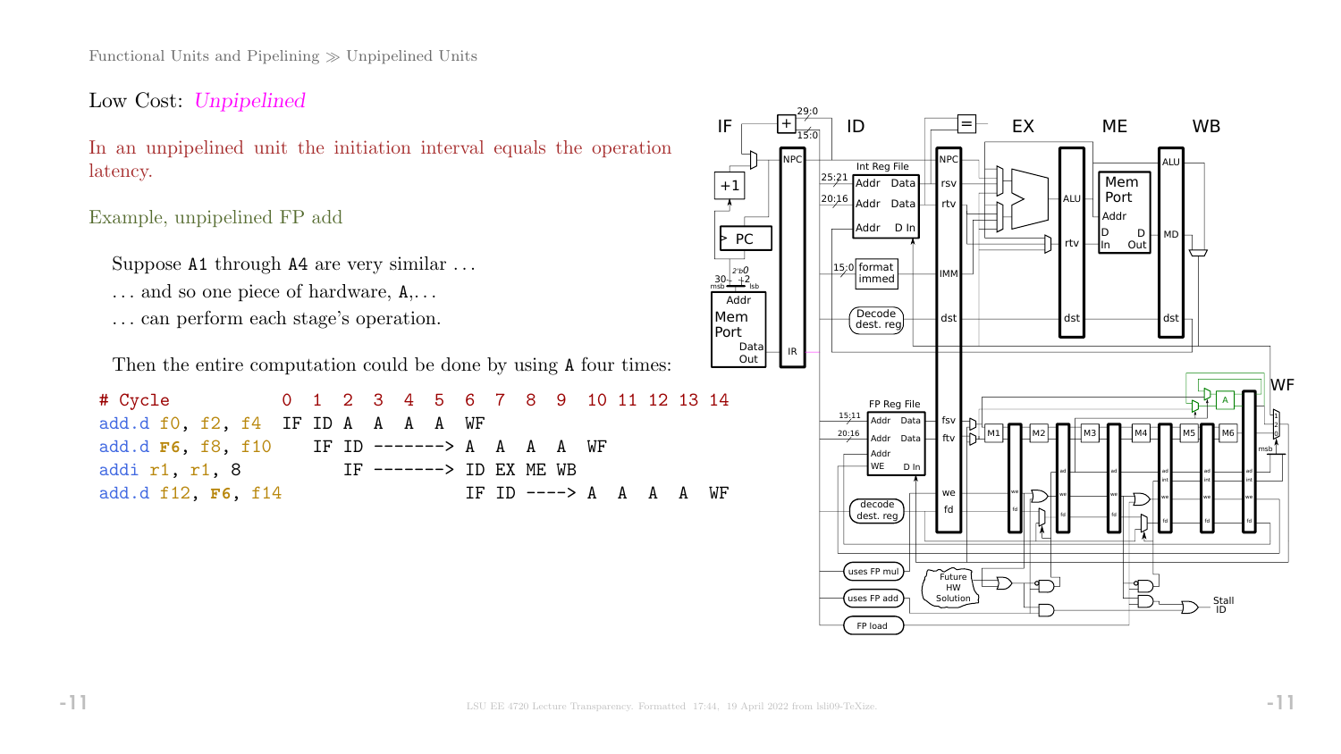## Low Cost: *Unpipelined*

In an unpipelined unit the initiation interval equals the operation latency.

Example, unpipelined FP add

Suppose A1 through A4 are very similar ...

... and so one piece of hardware, A,...

... can perform each stage's operation.

Then the entire computation could be done by using A four times:

```
# Cycle          0  1  2  3  4  5  6  7  8  9  10 11 12 13 14
add.d f0, f2, f4  IF ID A  A  A  A  WF
add.d F6, f8, f10    IF ID -------> A  A  A  A  WF
addi r1, r1, 8          IF -------> ID EX ME WB
add.d f12, F6, f14                  IF ID ----> A  A  A  A  WF
```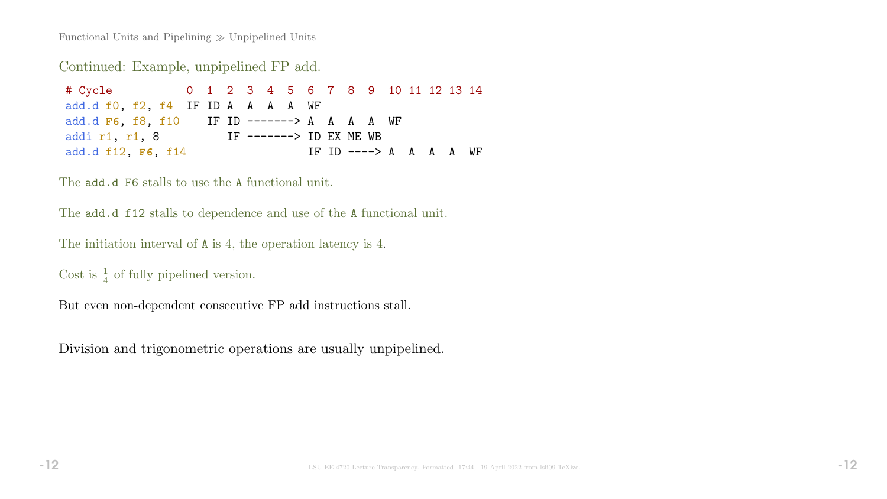Continued: Example, unpipelined FP add.

```
# Cycle           0  1  2  3  4  5  6  7  8  9  10 11 12 13 14
add.d f0, f2, f4  IF ID A  A  A  A  WF
add.d F6, f8, f10    IF ID -------> A  A  A  A  WF
addi r1, r1, 8          IF -------> ID EX ME WB
add.d f12, F6, f14                  IF ID ----> A  A  A  A  WF
```

The `add.d F6` stalls to use the `A` functional unit.

The `add.d f12` stalls to dependence and use of the `A` functional unit.

The initiation interval of `A` is 4, the operation latency is 4.

Cost is $\frac{1}{4}$ of fully pipelined version.

But even non-dependent consecutive FP add instructions stall.

Division and trigonometric operations are usually unpipelined.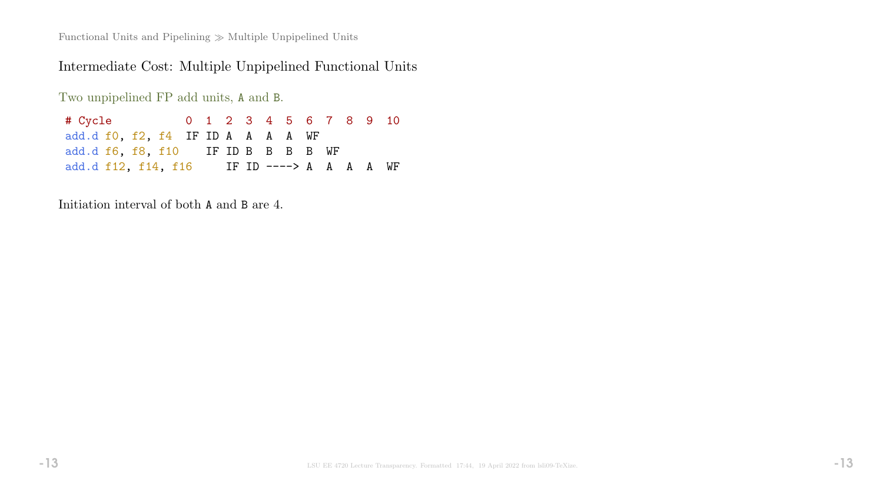## Intermediate Cost: Multiple Unpipelined Functional Units

Two unpipelined FP add units, `A` and `B`.

```
# Cycle           0  1  2  3  4  5  6  7  8  9  10
add.d f0, f2, f4  IF ID A  A  A  A  WF
add.d f6, f8, f10    IF ID B  B  B  B  WF
add.d f12, f14, f16     IF ID ----> A  A  A  A  WF
```

Initiation interval of both `A` and `B` are 4.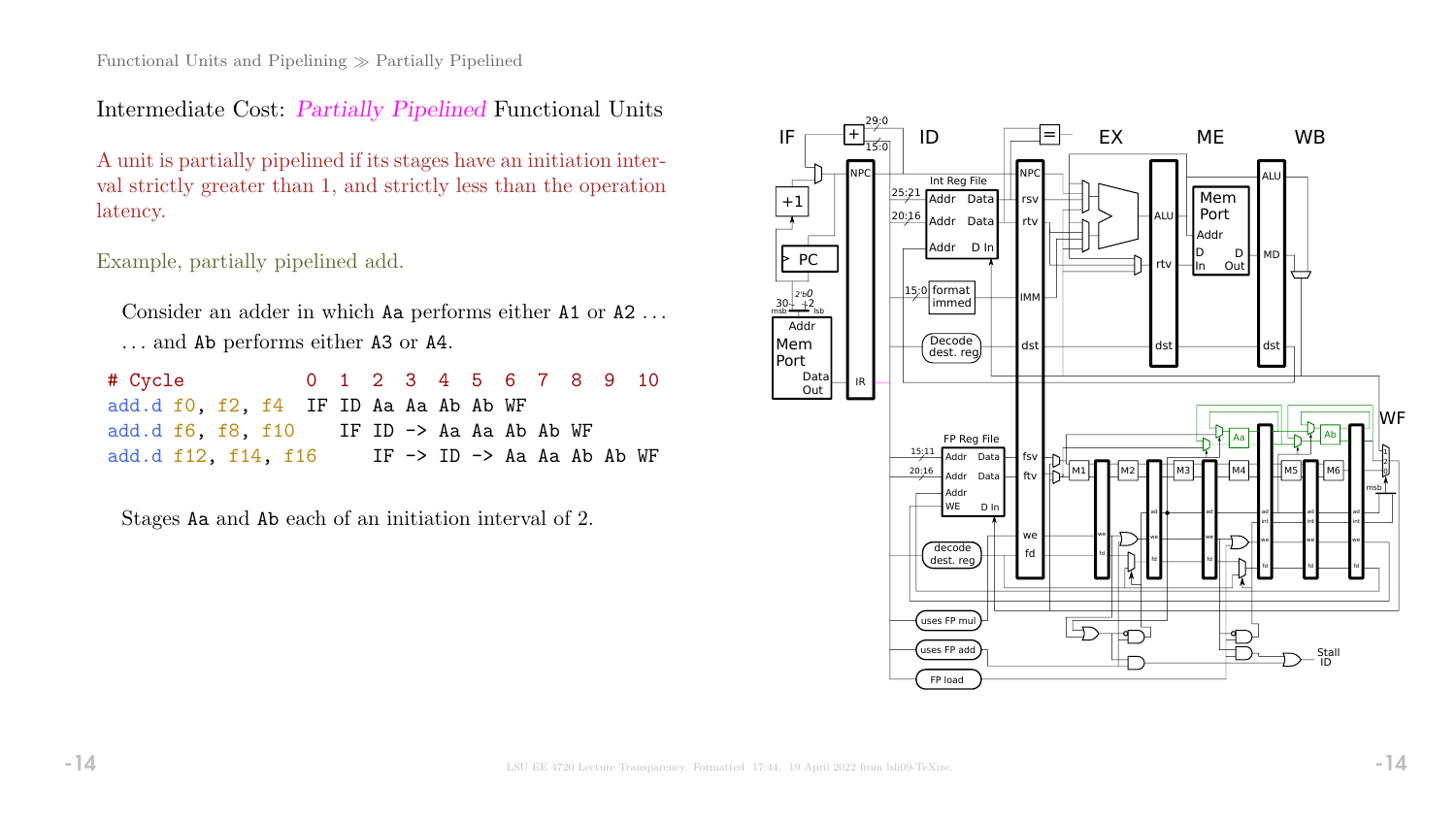## Intermediate Cost: *Partially Pipelined* Functional Units

A unit is partially pipelined if its stages have an initiation interval strictly greater than 1, and strictly less than the operation latency.

Example, partially pipelined add.

Consider an adder in which `Aa` performs either `A1` or `A2` . . .

. . . and `Ab` performs either `A3` or `A4`.

```
# Cycle             0  1  2  3  4  5  6  7  8  9  10
add.d f0, f2, f4    IF ID Aa Aa Ab Ab WF
add.d f6, f8, f10      IF ID -> Aa Aa Ab Ab WF
add.d f12, f14, f16       IF -> ID -> Aa Aa Ab Ab WF
```

Stages `Aa` and `Ab` each of an initiation interval of 2.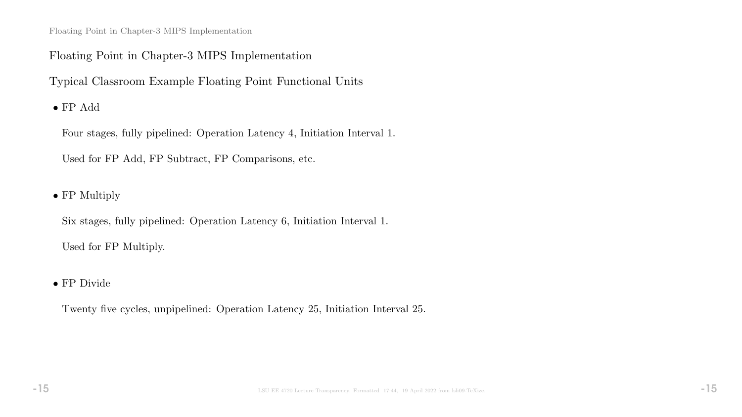## Floating Point in Chapter-3 MIPS Implementation

### Typical Classroom Example Floating Point Functional Units

- FP Add

  Four stages, fully pipelined: Operation Latency 4, Initiation Interval 1.

  Used for FP Add, FP Subtract, FP Comparisons, etc.

- FP Multiply

  Six stages, fully pipelined: Operation Latency 6, Initiation Interval 1.

  Used for FP Multiply.

- FP Divide

  Twenty five cycles, unpipelined: Operation Latency 25, Initiation Interval 25.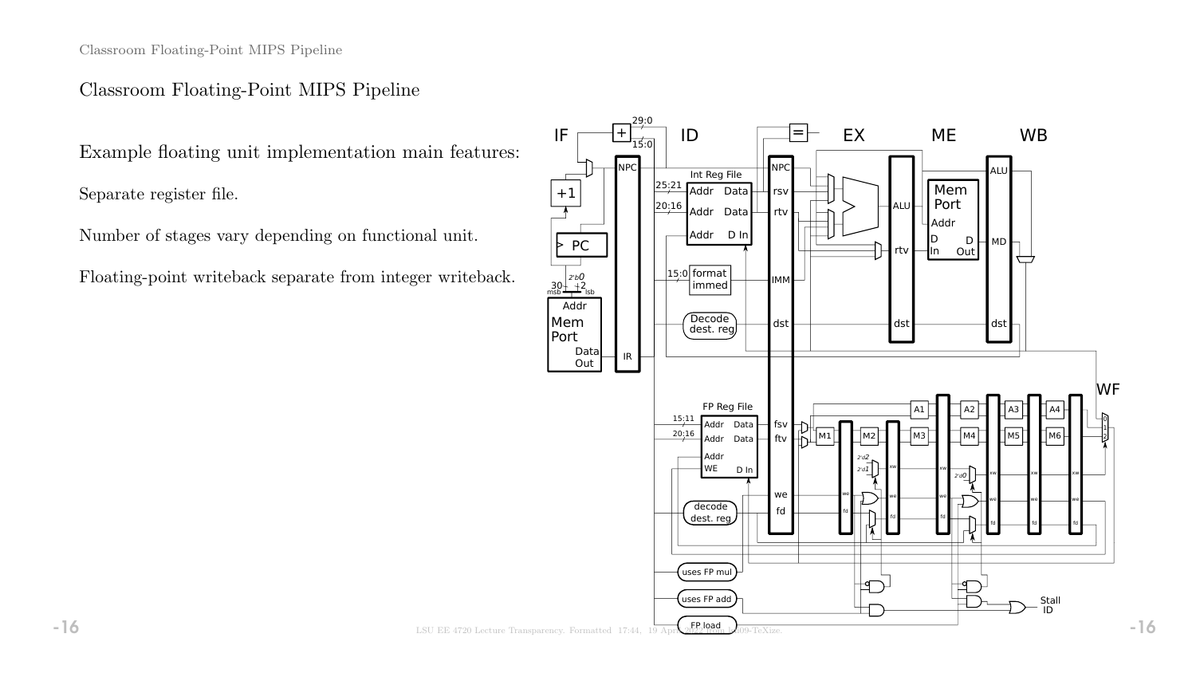## Classroom Floating-Point MIPS Pipeline

Example floating unit implementation main features:

Separate register file.

Number of stages vary depending on functional unit.

Floating-point writeback separate from integer writeback.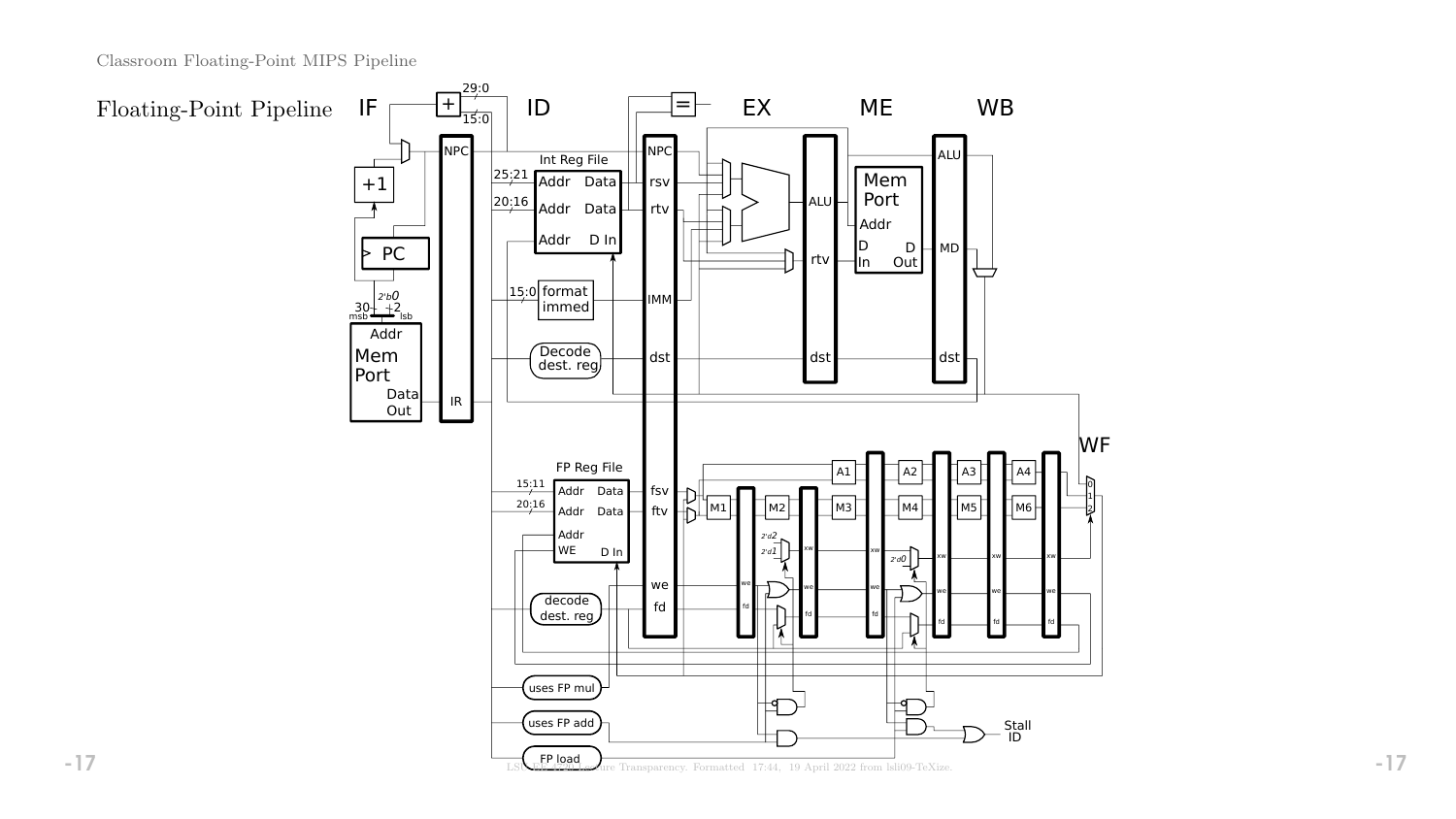## Floating-Point Pipeline

IF ID EX ME WB WF

NPC, IR, Int Reg File, Addr, Data, D In, 25:21, 20:16, 15:0, format immed, Decode dest. reg, rsv, rtv, IMM, dst, ALU, Mem Port, MD, PC, +1, 29:0

FP Reg File, 15:11, 20:16, Addr, Data, WE, D In, fsv, ftv, we, fd, decode dest. reg, M1, M2, M3, M4, M5, M6, A1, A2, A3, A4, xw

uses FP mul, uses FP add, FP load, Stall ID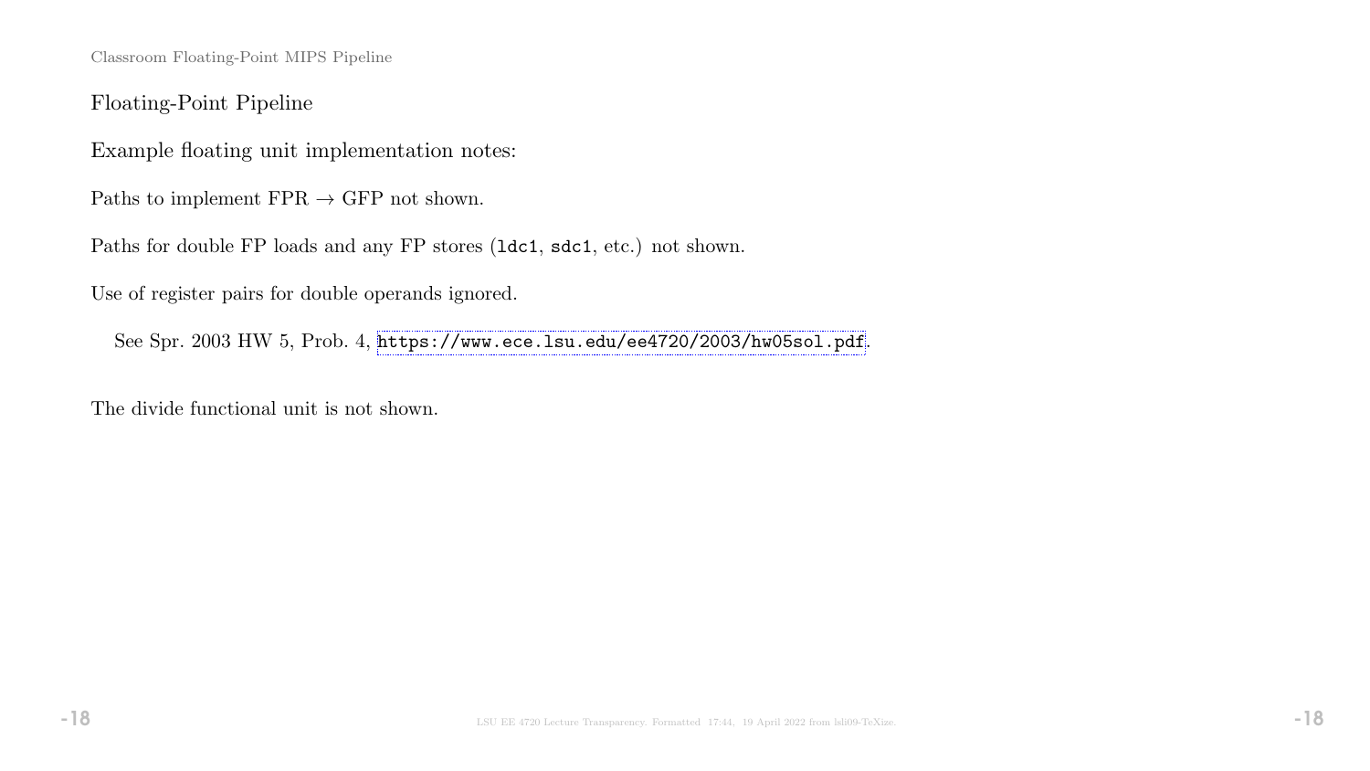## Floating-Point Pipeline

Example floating unit implementation notes:

Paths to implement FPR → GFP not shown.

Paths for double FP loads and any FP stores (`ldc1`, `sdc1`, etc.) not shown.

Use of register pairs for double operands ignored.

See Spr. 2003 HW 5, Prob. 4, https://www.ece.lsu.edu/ee4720/2003/hw05sol.pdf.

The divide functional unit is not shown.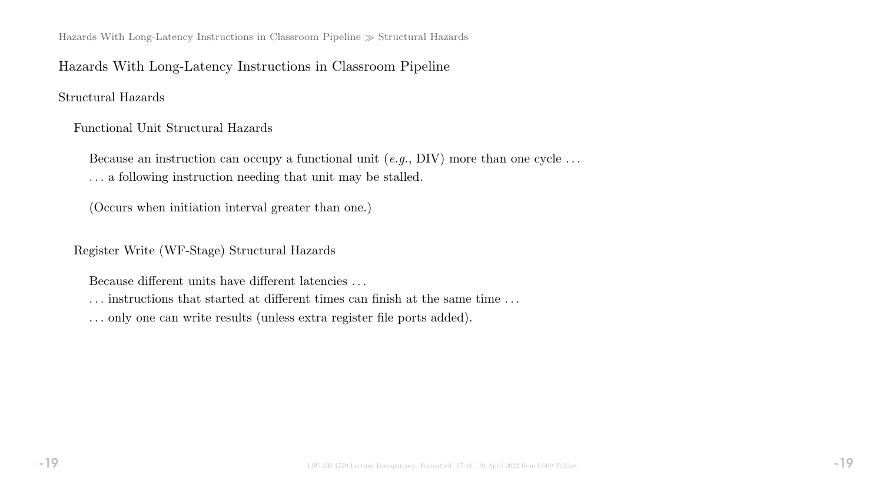## Hazards With Long-Latency Instructions in Classroom Pipeline

### Structural Hazards

#### Functional Unit Structural Hazards

Because an instruction can occupy a functional unit (*e.g.*, DIV) more than one cycle ...
... a following instruction needing that unit may be stalled.

(Occurs when initiation interval greater than one.)

#### Register Write (WF-Stage) Structural Hazards

Because different units have different latencies ...
... instructions that started at different times can finish at the same time ...
... only one can write results (unless extra register file ports added).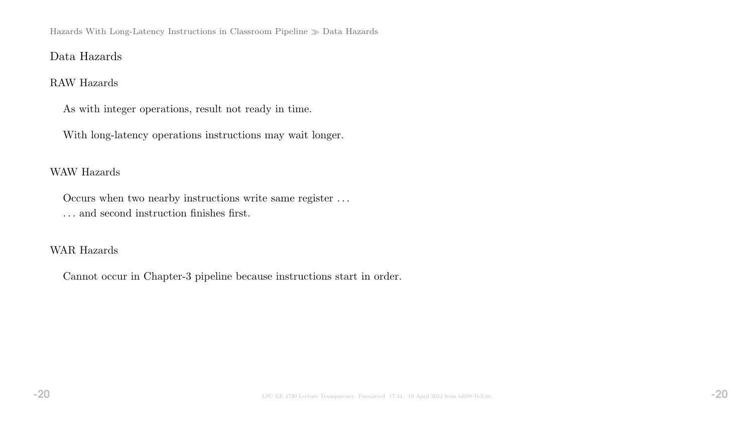# Data Hazards

## RAW Hazards

As with integer operations, result not ready in time.

With long-latency operations instructions may wait longer.

## WAW Hazards

Occurs when two nearby instructions write same register . . .
. . . and second instruction finishes first.

## WAR Hazards

Cannot occur in Chapter-3 pipeline because instructions start in order.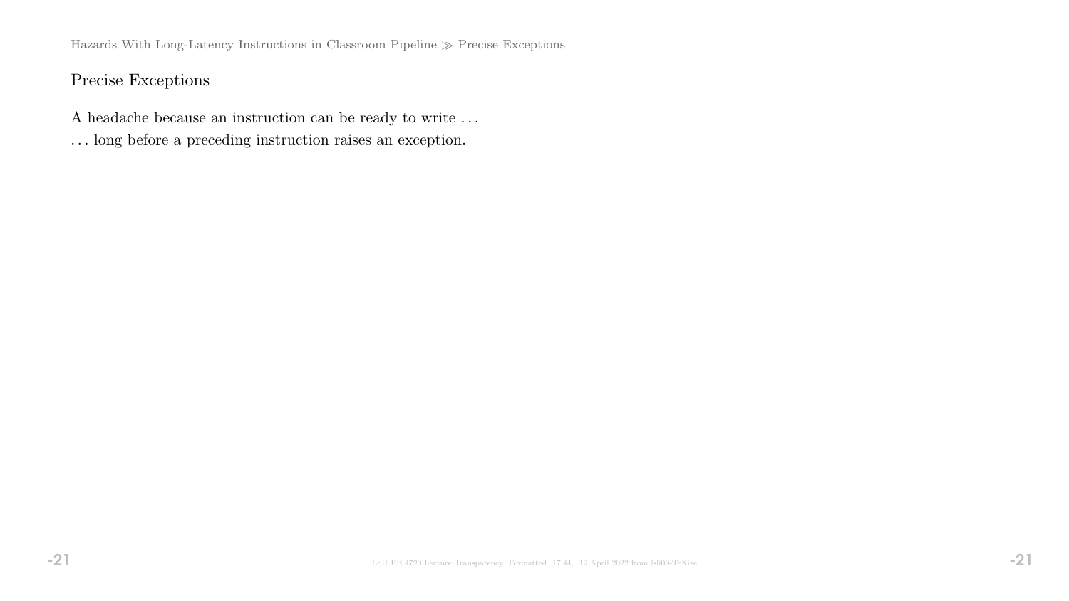## Precise Exceptions

A headache because an instruction can be ready to write . . .

. . . long before a preceding instruction raises an exception.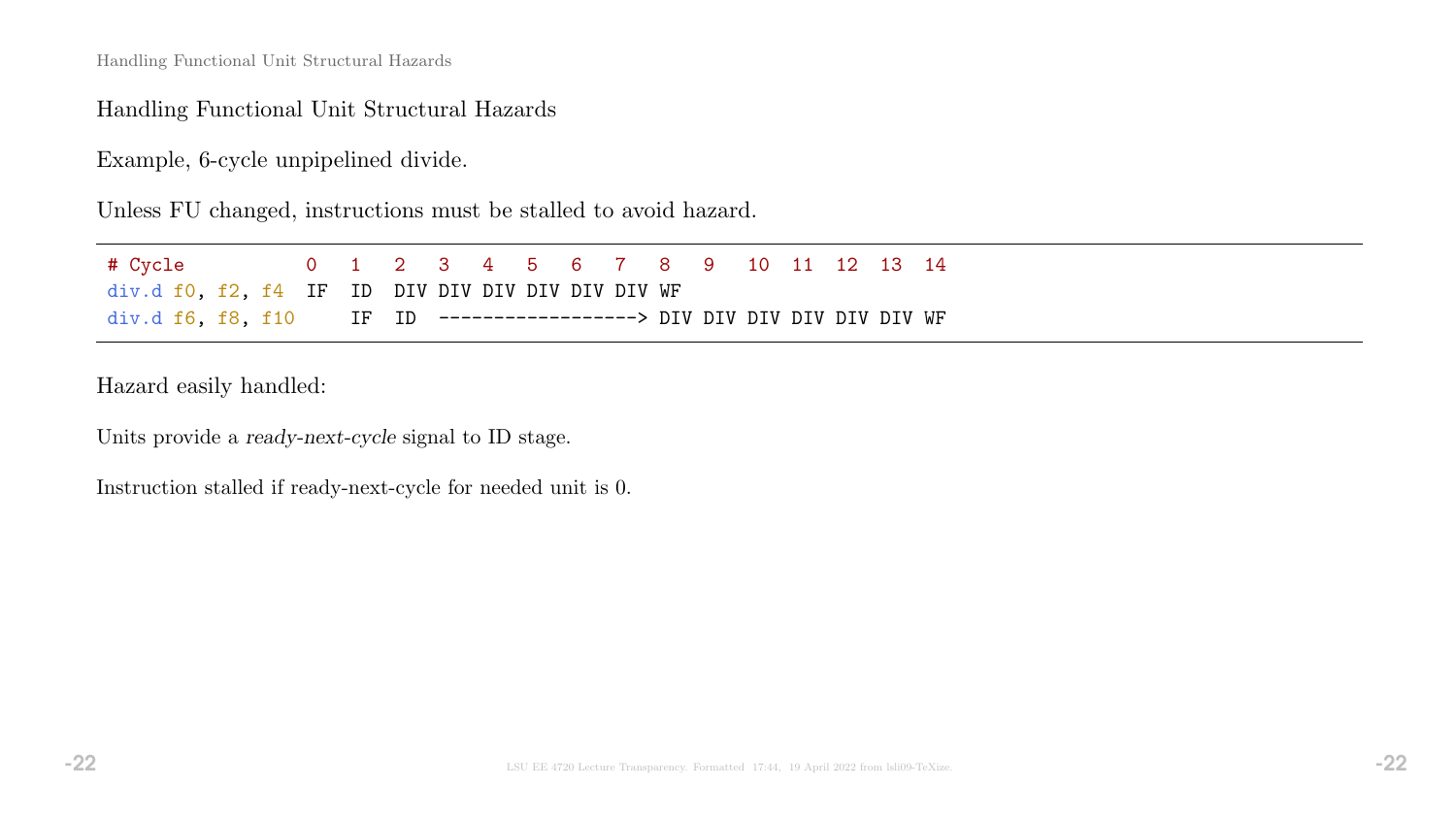## Handling Functional Unit Structural Hazards

Example, 6-cycle unpipelined divide.

Unless FU changed, instructions must be stalled to avoid hazard.

```
# Cycle          0   1   2   3   4   5   6   7   8   9   10  11  12  13  14
div.d f0, f2, f4  IF  ID  DIV DIV DIV DIV DIV DIV WF
div.d f6, f8, f10     IF  ID  ------------------> DIV DIV DIV DIV DIV DIV WF
```

Hazard easily handled:

Units provide a *ready-next-cycle* signal to ID stage.

Instruction stalled if ready-next-cycle for needed unit is 0.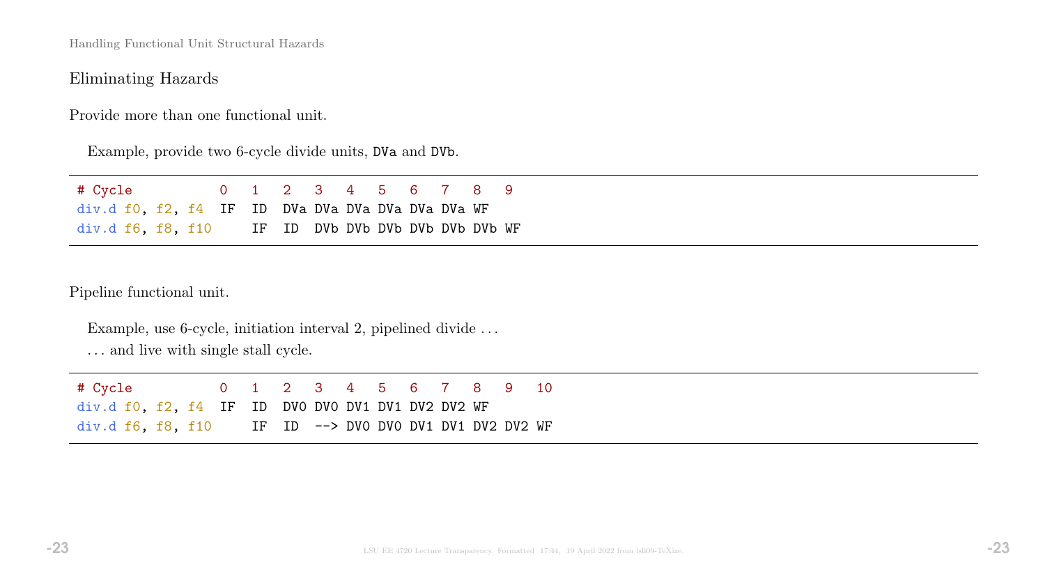## Eliminating Hazards

Provide more than one functional unit.

Example, provide two 6-cycle divide units, `DVa` and `DVb`.

```
# Cycle          0   1   2   3   4   5   6   7   8   9
div.d f0, f2, f4  IF  ID  DVa DVa DVa DVa DVa DVa WF
div.d f6, f8, f10     IF  ID  DVb DVb DVb DVb DVb DVb WF
```

Pipeline functional unit.

Example, use 6-cycle, initiation interval 2, pipelined divide ...

... and live with single stall cycle.

```
# Cycle          0   1   2   3   4   5   6   7   8   9   10
div.d f0, f2, f4  IF  ID  DV0 DV0 DV1 DV1 DV2 DV2 WF
div.d f6, f8, f10     IF  ID  --> DV0 DV0 DV1 DV1 DV2 DV2 WF
```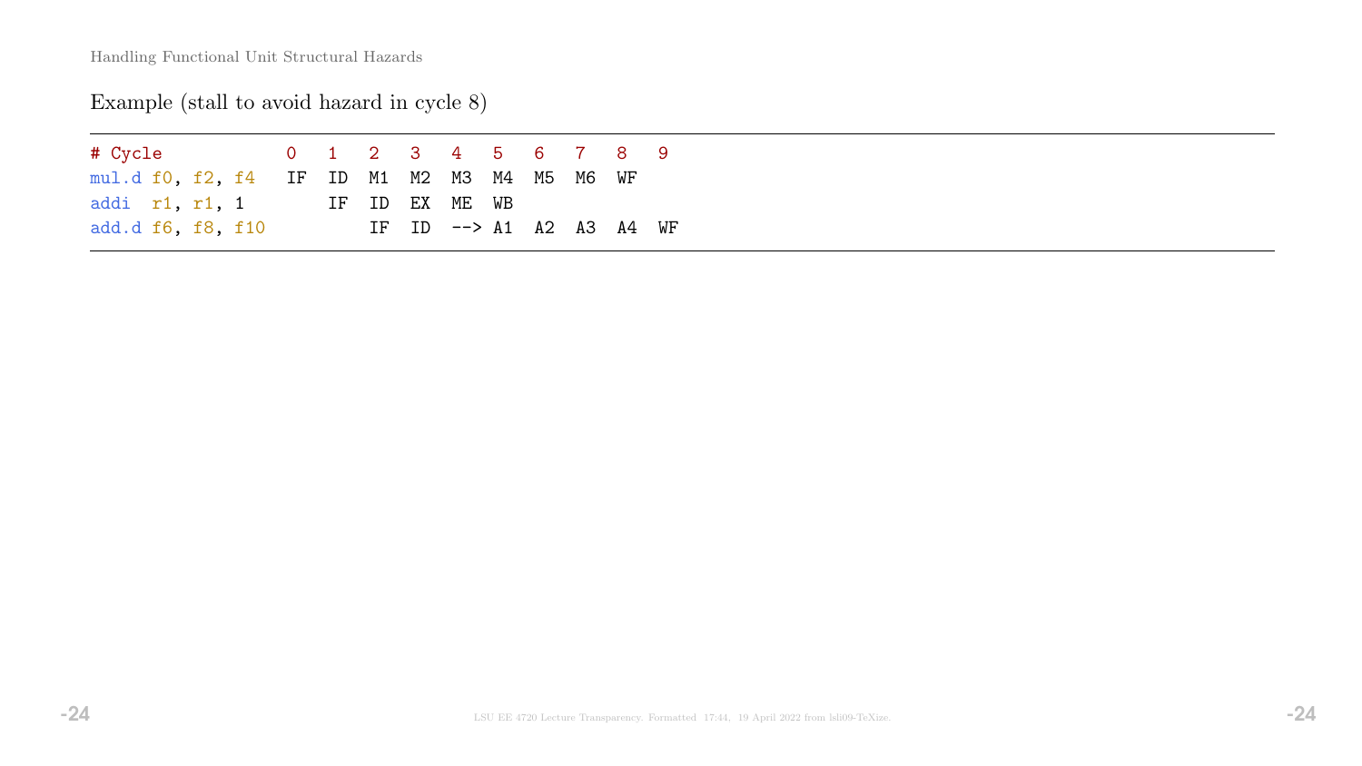Handling Functional Unit Structural Hazards

Example (stall to avoid hazard in cycle 8)

```
# Cycle          0   1   2   3   4   5   6   7   8   9
mul.d f0, f2, f4  IF  ID  M1  M2  M3  M4  M5  M6  WF
addi  r1, r1, 1       IF  ID  EX  ME  WB
add.d f6, f8, f10         IF  ID  --> A1  A2  A3  A4  WF
```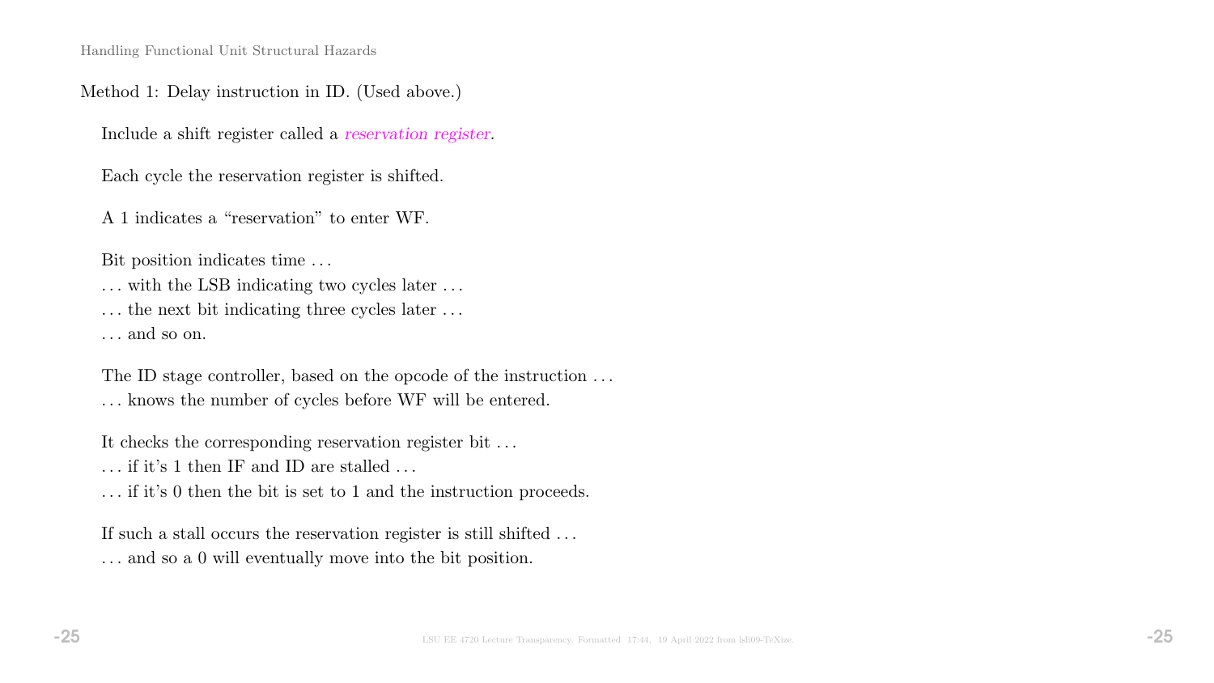## Handling Functional Unit Structural Hazards

Method 1: Delay instruction in ID. (Used above.)

Include a shift register called a *reservation register*.

Each cycle the reservation register is shifted.

A 1 indicates a “reservation” to enter WF.

Bit position indicates time …
… with the LSB indicating two cycles later …
… the next bit indicating three cycles later …
… and so on.

The ID stage controller, based on the opcode of the instruction …
… knows the number of cycles before WF will be entered.

It checks the corresponding reservation register bit …
… if it’s 1 then IF and ID are stalled …
… if it’s 0 then the bit is set to 1 and the instruction proceeds.

If such a stall occurs the reservation register is still shifted …
… and so a 0 will eventually move into the bit position.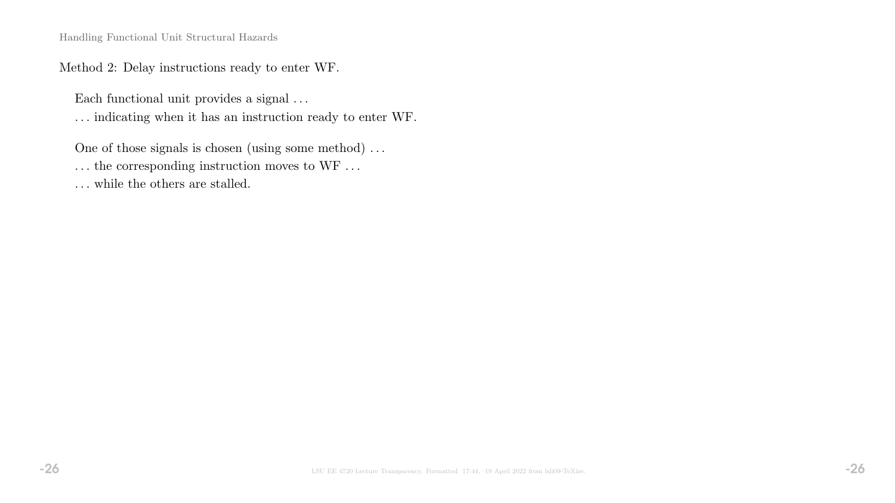Handling Functional Unit Structural Hazards

Method 2: Delay instructions ready to enter WF.

Each functional unit provides a signal . . .
. . . indicating when it has an instruction ready to enter WF.

One of those signals is chosen (using some method) . . .
. . . the corresponding instruction moves to WF . . .
. . . while the others are stalled.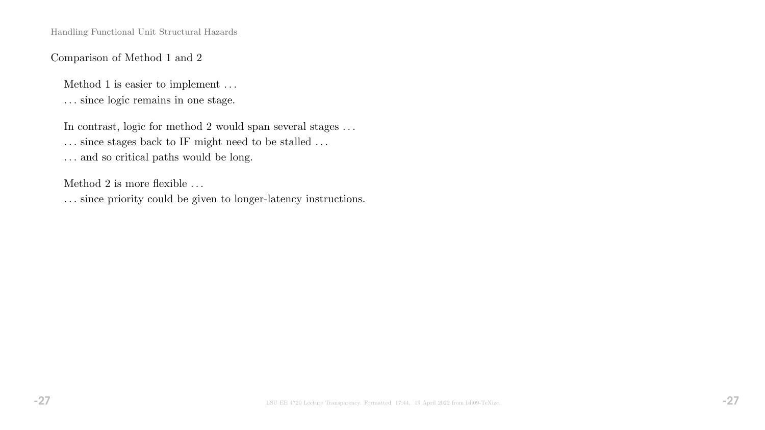## Comparison of Method 1 and 2

Method 1 is easier to implement ...

... since logic remains in one stage.

In contrast, logic for method 2 would span several stages ...

... since stages back to IF might need to be stalled ...

... and so critical paths would be long.

Method 2 is more flexible ...

... since priority could be given to longer-latency instructions.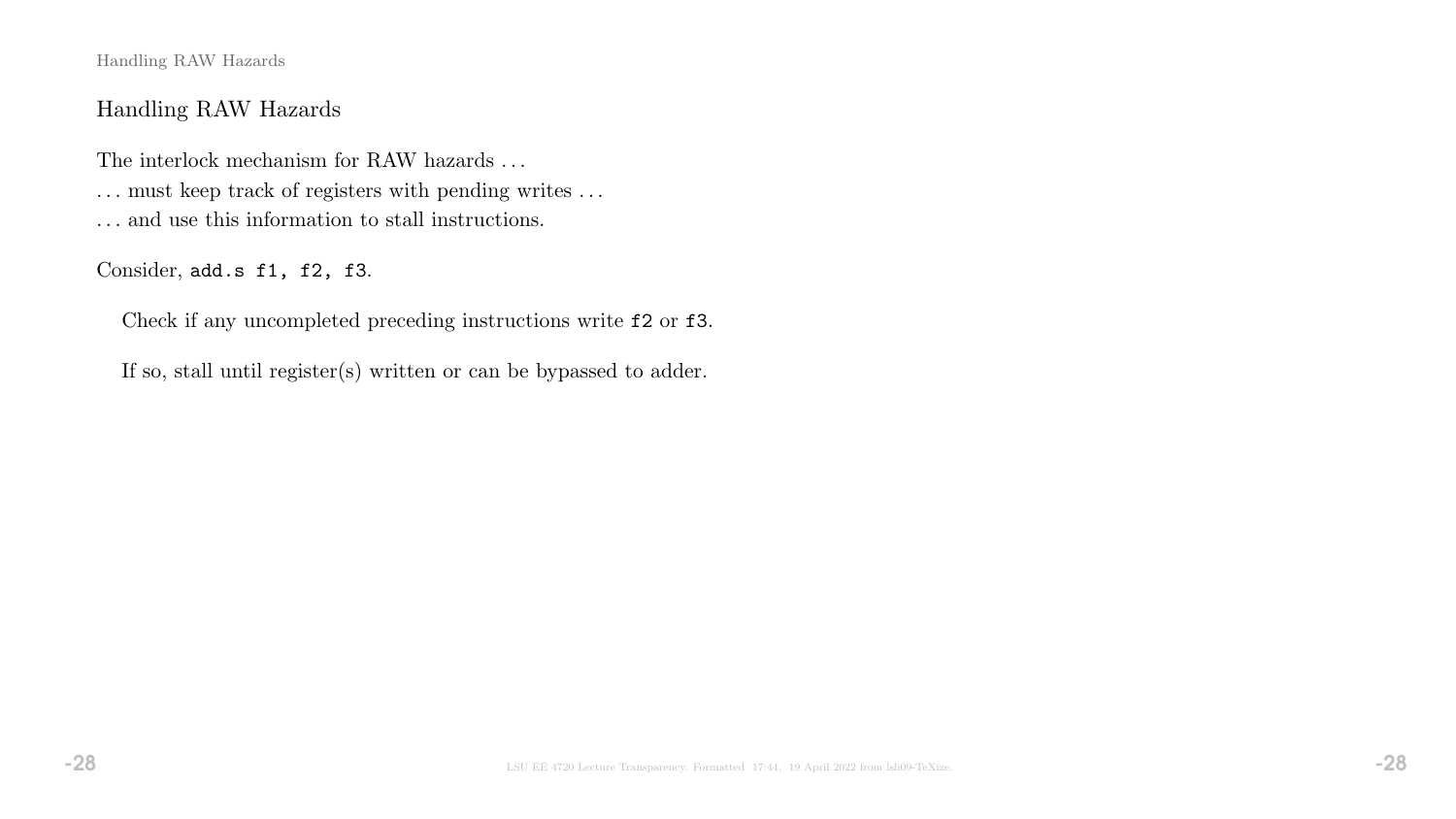## Handling RAW Hazards

The interlock mechanism for RAW hazards . . .

. . . must keep track of registers with pending writes . . .

. . . and use this information to stall instructions.

Consider, `add.s f1, f2, f3`.

Check if any uncompleted preceding instructions write `f2` or `f3`.

If so, stall until register(s) written or can be bypassed to adder.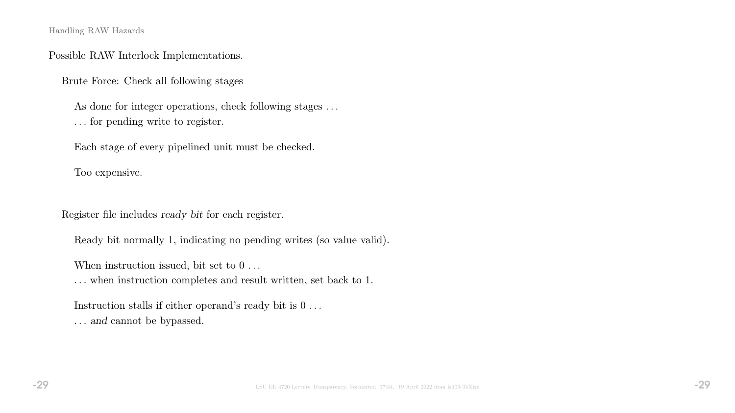Handling RAW Hazards

Possible RAW Interlock Implementations.

Brute Force: Check all following stages

As done for integer operations, check following stages . . .
. . . for pending write to register.

Each stage of every pipelined unit must be checked.

Too expensive.

Register file includes *ready bit* for each register.

Ready bit normally 1, indicating no pending writes (so value valid).

When instruction issued, bit set to 0 . . .
. . . when instruction completes and result written, set back to 1.

Instruction stalls if either operand's ready bit is 0 . . .
. . . *and* cannot be bypassed.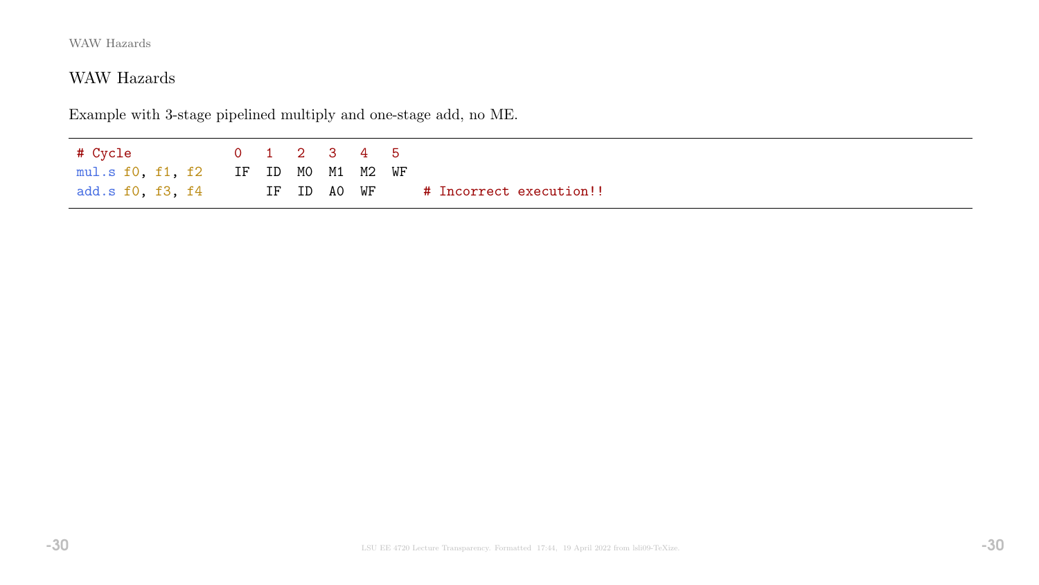## WAW Hazards

Example with 3-stage pipelined multiply and one-stage add, no ME.

```
# Cycle            0   1   2   3   4   5
mul.s f0, f1, f2   IF  ID  M0  M1  M2  WF
add.s f0, f3, f4       IF  ID  A0  WF      # Incorrect execution!!
```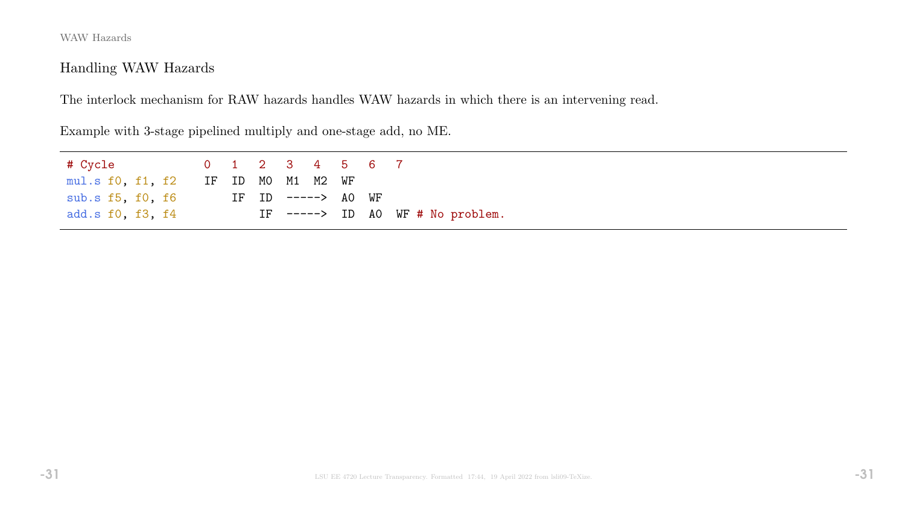## Handling WAW Hazards

The interlock mechanism for RAW hazards handles WAW hazards in which there is an intervening read.

Example with 3-stage pipelined multiply and one-stage add, no ME.

```
# Cycle            0   1   2   3   4   5   6   7
mul.s f0, f1, f2   IF  ID  M0  M1  M2  WF
sub.s f5, f0, f6       IF  ID  ----->  A0  WF
add.s f0, f3, f4           IF  ----->  ID  A0  WF # No problem.
```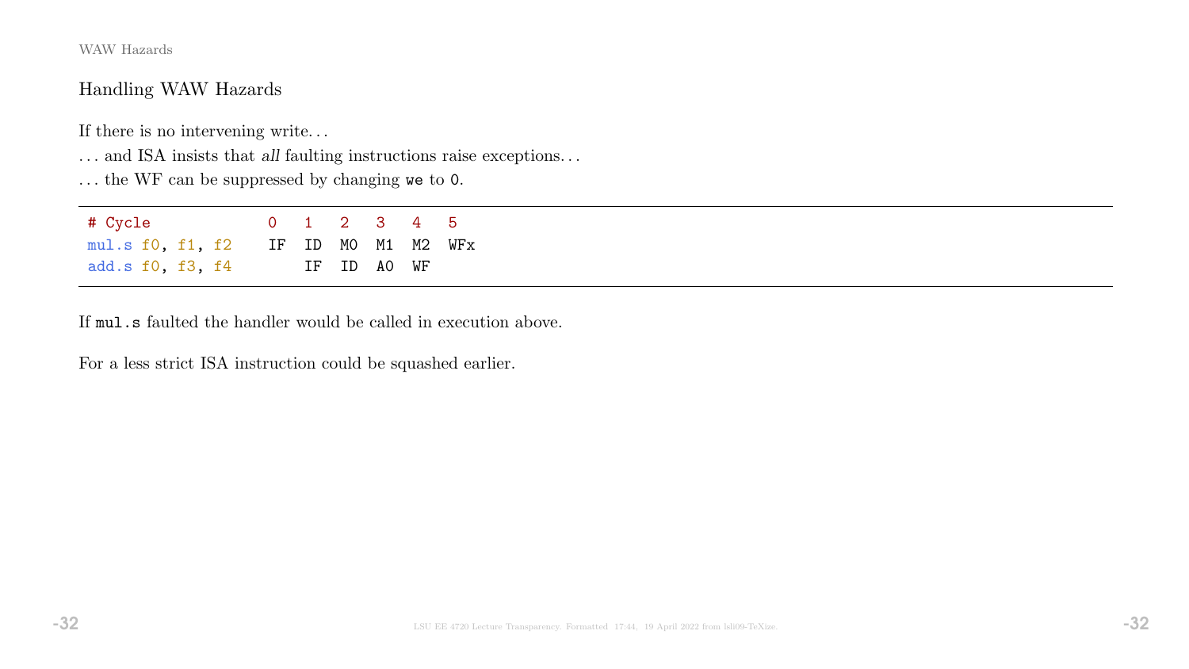## Handling WAW Hazards

If there is no intervening write…

… and ISA insists that *all* faulting instructions raise exceptions…

… the WF can be suppressed by changing `we` to `0`.

```
# Cycle           0   1   2   3   4   5
mul.s f0, f1, f2  IF  ID  M0  M1  M2  WFx
add.s f0, f3, f4      IF  ID  A0  WF
```

If `mul.s` faulted the handler would be called in execution above.

For a less strict ISA instruction could be squashed earlier.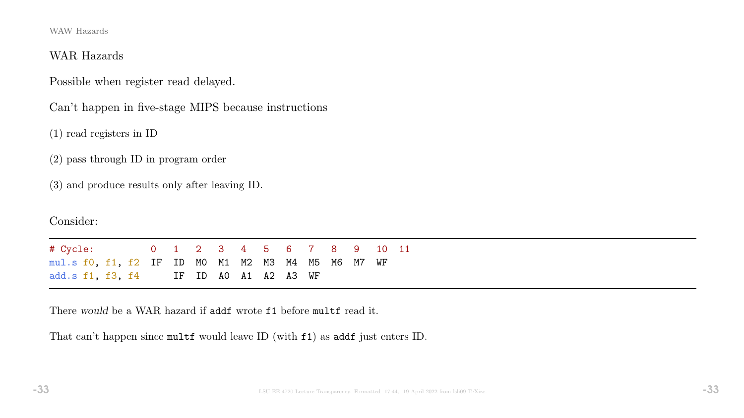WAW Hazards

## WAR Hazards

Possible when register read delayed.

Can't happen in five-stage MIPS because instructions

(1) read registers in ID

(2) pass through ID in program order

(3) and produce results only after leaving ID.

Consider:

```
# Cycle:          0   1   2   3   4   5   6   7   8   9   10  11
mul.s f0, f1, f2  IF  ID  M0  M1  M2  M3  M4  M5  M6  M7  WF
add.s f1, f3, f4      IF  ID  A0  A1  A2  A3  WF
```

There *would* be a WAR hazard if `addf` wrote `f1` before `multf` read it.

That can't happen since `multf` would leave ID (with `f1`) as `addf` just enters ID.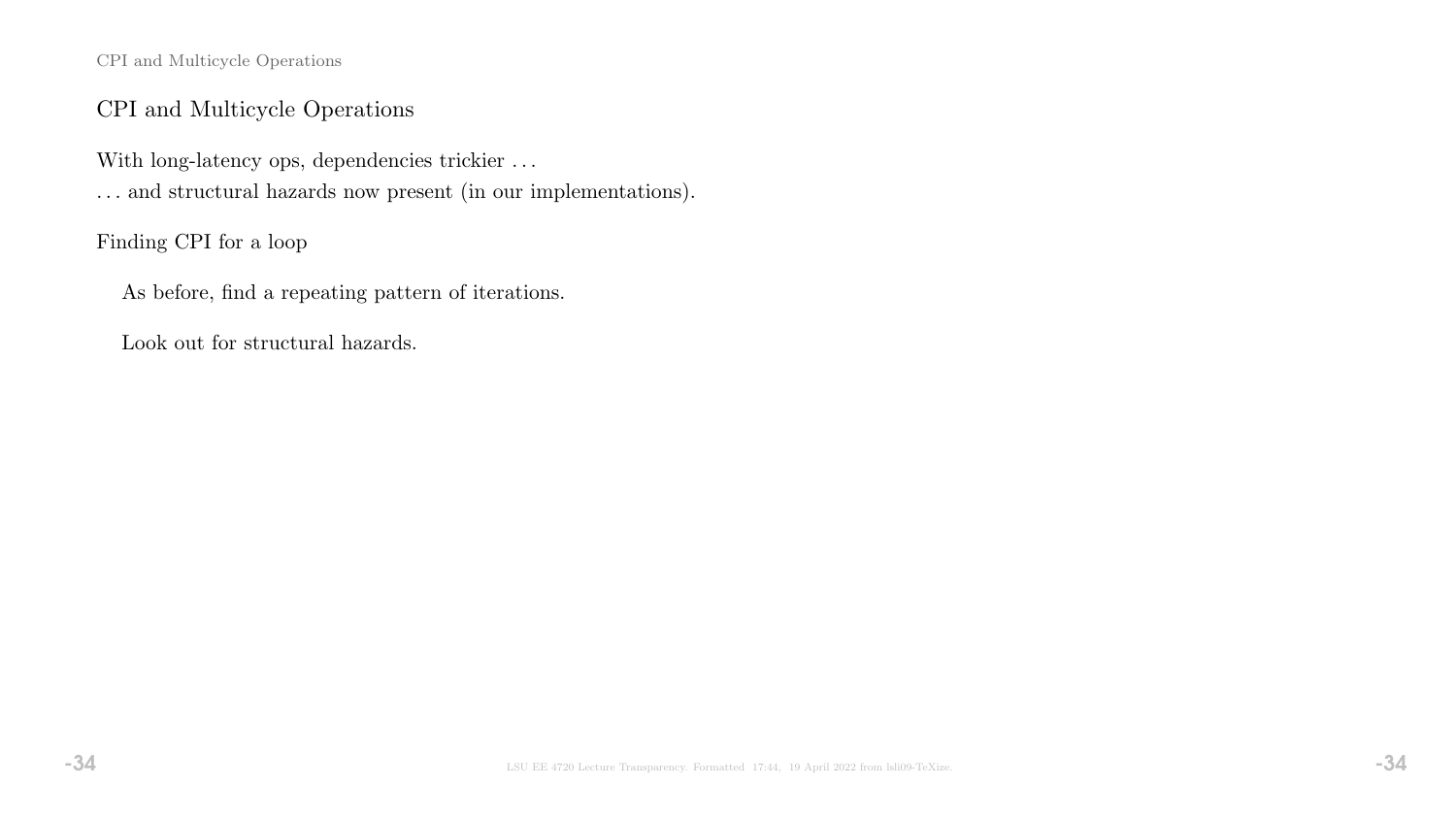## CPI and Multicycle Operations

With long-latency ops, dependencies trickier . . .

. . . and structural hazards now present (in our implementations).

Finding CPI for a loop

As before, find a repeating pattern of iterations.

Look out for structural hazards.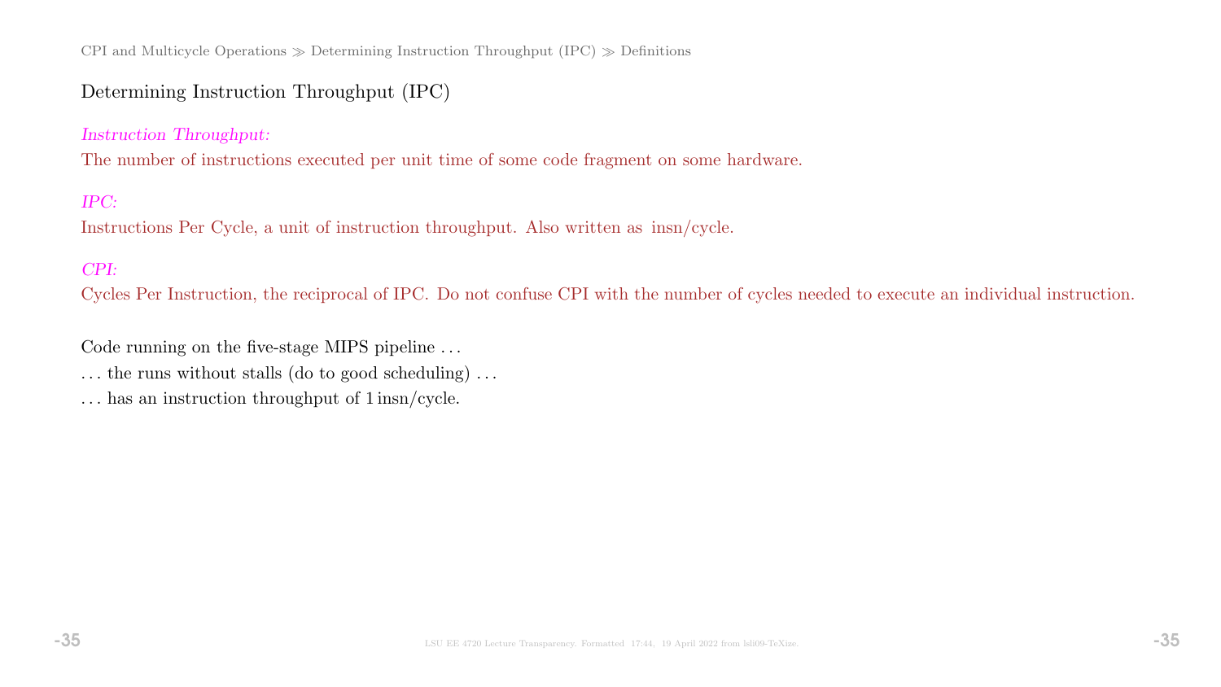## Determining Instruction Throughput (IPC)

*Instruction Throughput:*
The number of instructions executed per unit time of some code fragment on some hardware.

*IPC:*
Instructions Per Cycle, a unit of instruction throughput. Also written as insn/cycle.

*CPI:*
Cycles Per Instruction, the reciprocal of IPC. Do not confuse CPI with the number of cycles needed to execute an individual instruction.

Code running on the five-stage MIPS pipeline . . .

. . . the runs without stalls (do to good scheduling) . . .

. . . has an instruction throughput of 1 insn/cycle.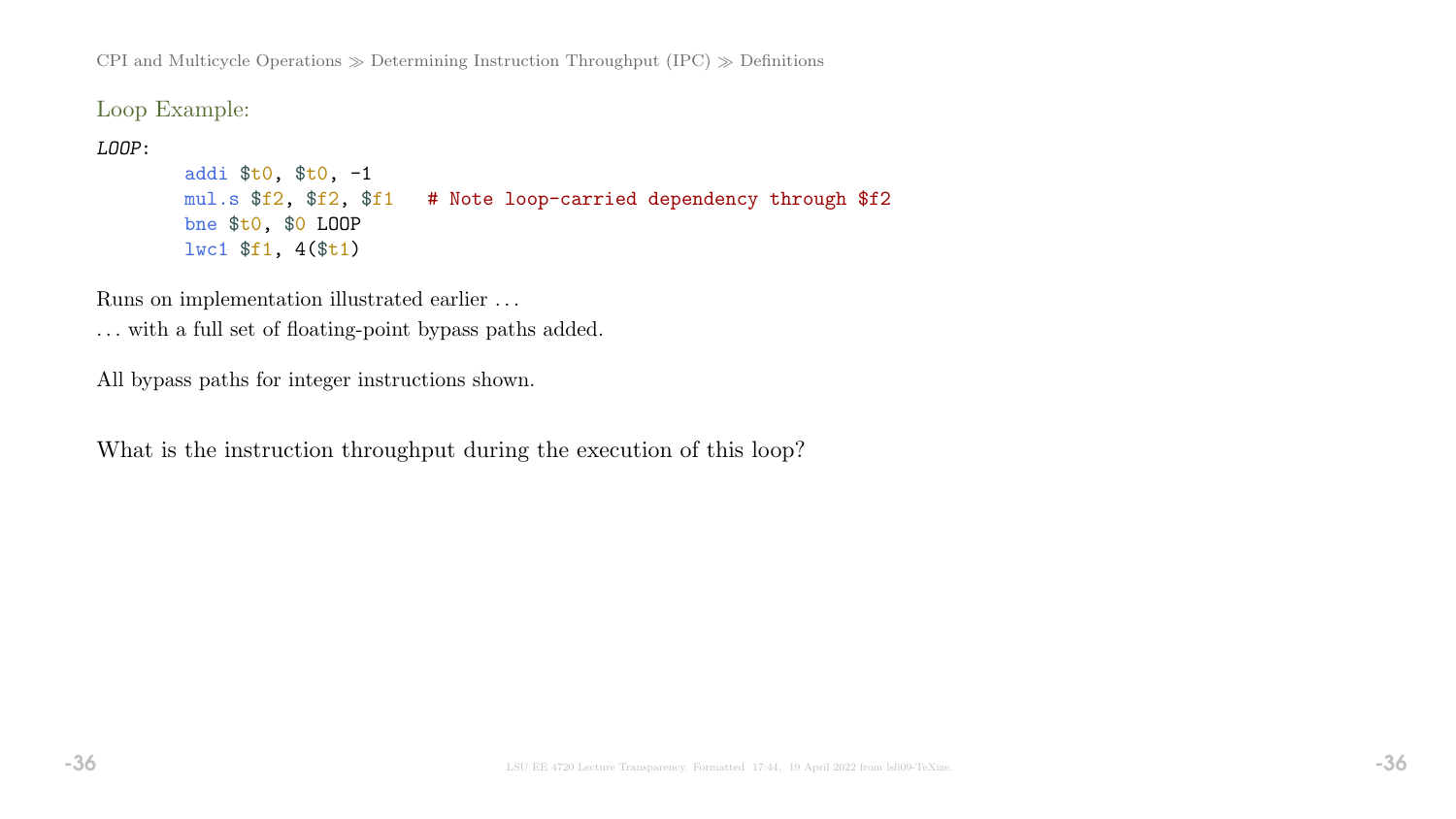## Loop Example:

```
LOOP:
        addi $t0, $t0, -1
        mul.s $f2, $f2, $f1   # Note loop-carried dependency through $f2
        bne $t0, $0 LOOP
        lwc1 $f1, 4($t1)
```

Runs on implementation illustrated earlier …

… with a full set of floating-point bypass paths added.

All bypass paths for integer instructions shown.

What is the instruction throughput during the execution of this loop?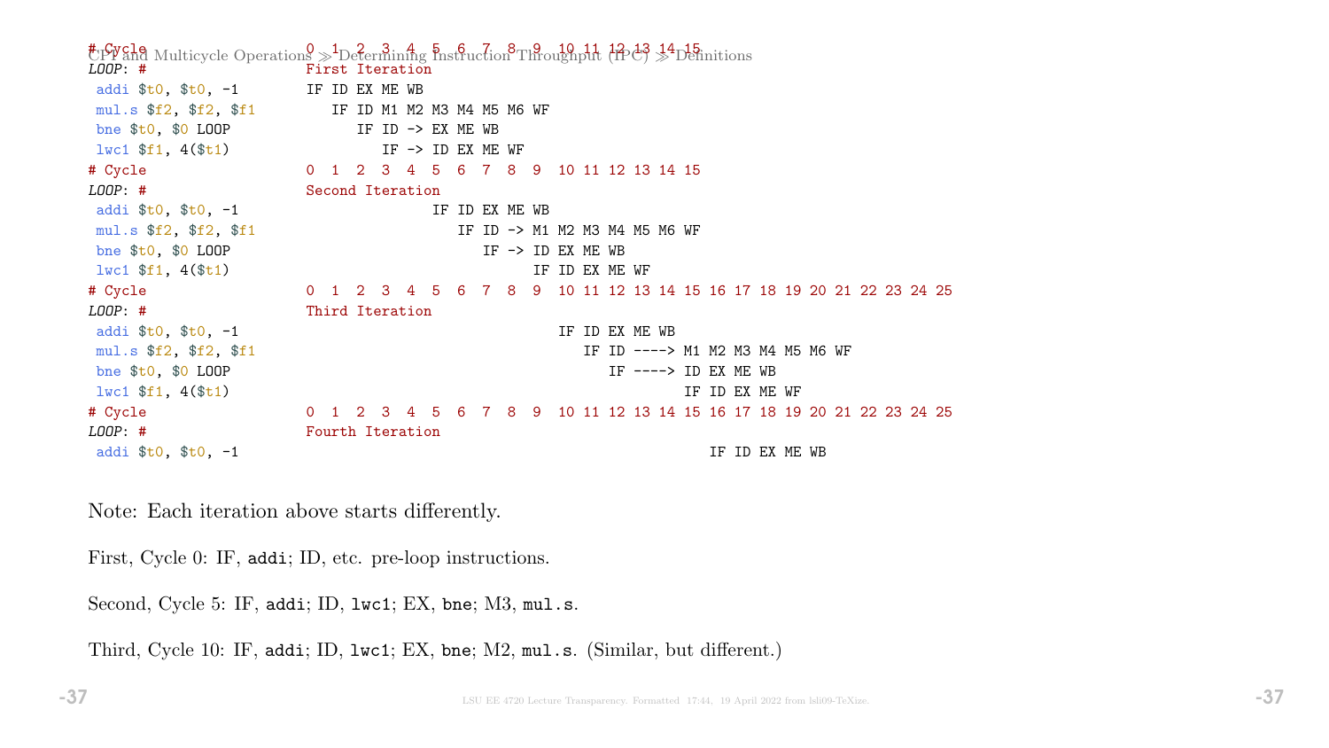```
# Cycle                0  1  2  3  4  5  6  7  8  9  10 11 12 13 14 15
LOOP: #                First Iteration
 addi $t0, $t0, -1     IF ID EX ME WB
 mul.s $f2, $f2, $f1      IF ID M1 M2 M3 M4 M5 M6 WF
 bne $t0, $0 LOOP            IF ID -> EX ME WB
 lwc1 $f1, 4($t1)               IF -> ID EX ME WF
# Cycle                0  1  2  3  4  5  6  7  8  9  10 11 12 13 14 15
LOOP: #                Second Iteration
 addi $t0, $t0, -1                    IF ID EX ME WB
 mul.s $f2, $f2, $f1                     IF ID -> M1 M2 M3 M4 M5 M6 WF
 bne $t0, $0 LOOP                           IF -> ID EX ME WB
 lwc1 $f1, 4($t1)                                 IF ID EX ME WF
# Cycle                0  1  2  3  4  5  6  7  8  9  10 11 12 13 14 15 16 17 18 19 20 21 22 23 24 25
LOOP: #                Third Iteration
 addi $t0, $t0, -1                                   IF ID EX ME WB
 mul.s $f2, $f2, $f1                                    IF ID ----> M1 M2 M3 M4 M5 M6 WF
 bne $t0, $0 LOOP                                          IF ----> ID EX ME WB
 lwc1 $f1, 4($t1)                                                   IF ID EX ME WF
# Cycle                0  1  2  3  4  5  6  7  8  9  10 11 12 13 14 15 16 17 18 19 20 21 22 23 24 25
LOOP: #                Fourth Iteration
 addi $t0, $t0, -1                                                           IF ID EX ME WB
```

Note: Each iteration above starts differently.

First, Cycle 0: IF, `addi`; ID, etc. pre-loop instructions.

Second, Cycle 5: IF, `addi`; ID, `lwc1`; EX, `bne`; M3, `mul.s`.

Third, Cycle 10: IF, `addi`; ID, `lwc1`; EX, `bne`; M2, `mul.s`. (Similar, but different.)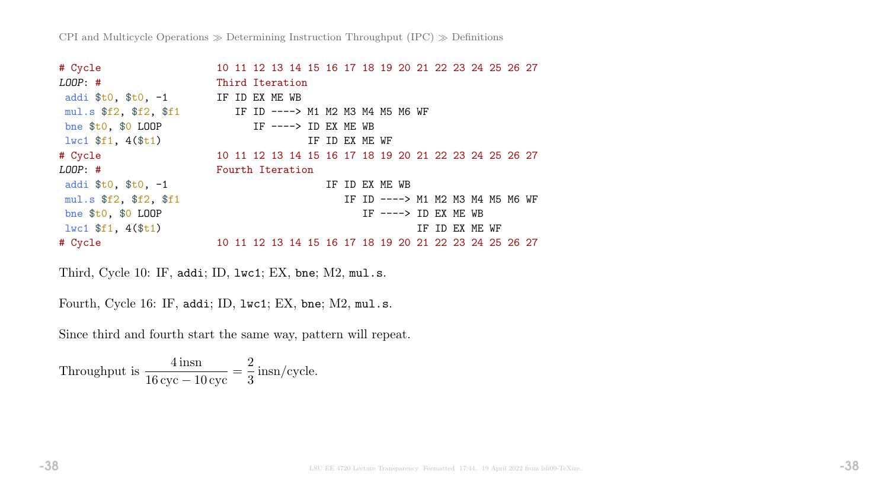```
# Cycle                  10 11 12 13 14 15 16 17 18 19 20 21 22 23 24 25 26 27
LOOP: #                  Third Iteration
 addi $t0, $t0, -1       IF ID EX ME WB
 mul.s $f2, $f2, $f1        IF ID ----> M1 M2 M3 M4 M5 M6 WF
 bne $t0, $0 LOOP              IF ----> ID EX ME WB
 lwc1 $f1, 4($t1)                       IF ID EX ME WF
# Cycle                  10 11 12 13 14 15 16 17 18 19 20 21 22 23 24 25 26 27
LOOP: #                  Fourth Iteration
 addi $t0, $t0, -1                         IF ID EX ME WB
 mul.s $f2, $f2, $f1                          IF ID ----> M1 M2 M3 M4 M5 M6 WF
 bne $t0, $0 LOOP                                IF ----> ID EX ME WB
 lwc1 $f1, 4($t1)                                         IF ID EX ME WF
# Cycle                  10 11 12 13 14 15 16 17 18 19 20 21 22 23 24 25 26 27
```

Third, Cycle 10: IF, `addi`; ID, `lwc1`; EX, `bne`; M2, `mul.s`.

Fourth, Cycle 16: IF, `addi`; ID, `lwc1`; EX, `bne`; M2, `mul.s`.

Since third and fourth start the same way, pattern will repeat.

Throughput is $\dfrac{4\,\text{insn}}{16\,\text{cyc} - 10\,\text{cyc}} = \dfrac{2}{3}\,\text{insn/cycle}.$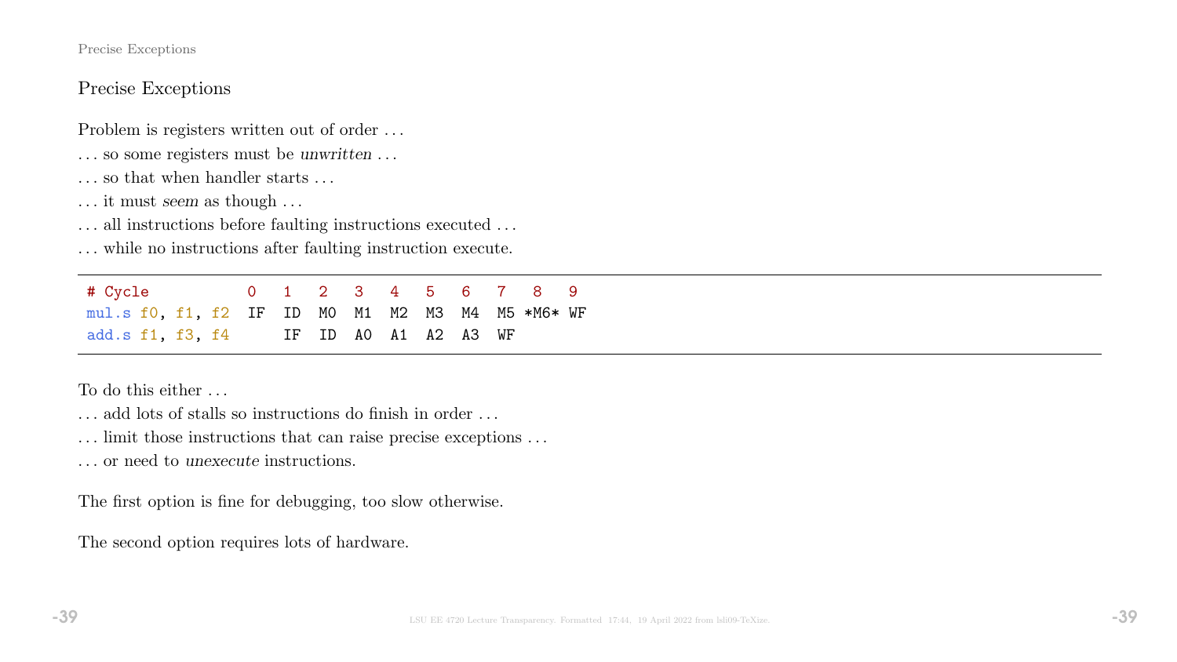## Precise Exceptions

Problem is registers written out of order . . .

. . . so some registers must be *unwritten* . . .

. . . so that when handler starts . . .

. . . it must *seem* as though . . .

. . . all instructions before faulting instructions executed . . .

. . . while no instructions after faulting instruction execute.

```
# Cycle           0   1   2   3   4   5   6   7   8   9
mul.s f0, f1, f2  IF  ID  M0  M1  M2  M3  M4  M5 *M6* WF
add.s f1, f3, f4      IF  ID  A0  A1  A2  A3  WF
```

To do this either . . .

. . . add lots of stalls so instructions do finish in order . . .

. . . limit those instructions that can raise precise exceptions . . .

. . . or need to *unexecute* instructions.

The first option is fine for debugging, too slow otherwise.

The second option requires lots of hardware.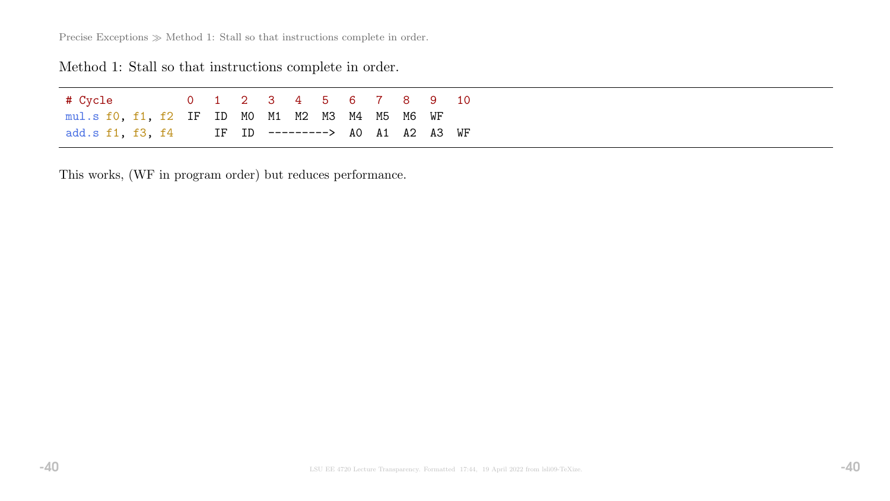Method 1: Stall so that instructions complete in order.

```
# Cycle          0   1   2   3   4   5   6   7   8   9   10
mul.s f0, f1, f2 IF  ID  M0  M1  M2  M3  M4  M5  M6  WF
add.s f1, f3, f4     IF  ID  --------->  A0  A1  A2  A3  WF
```

This works, (WF in program order) but reduces performance.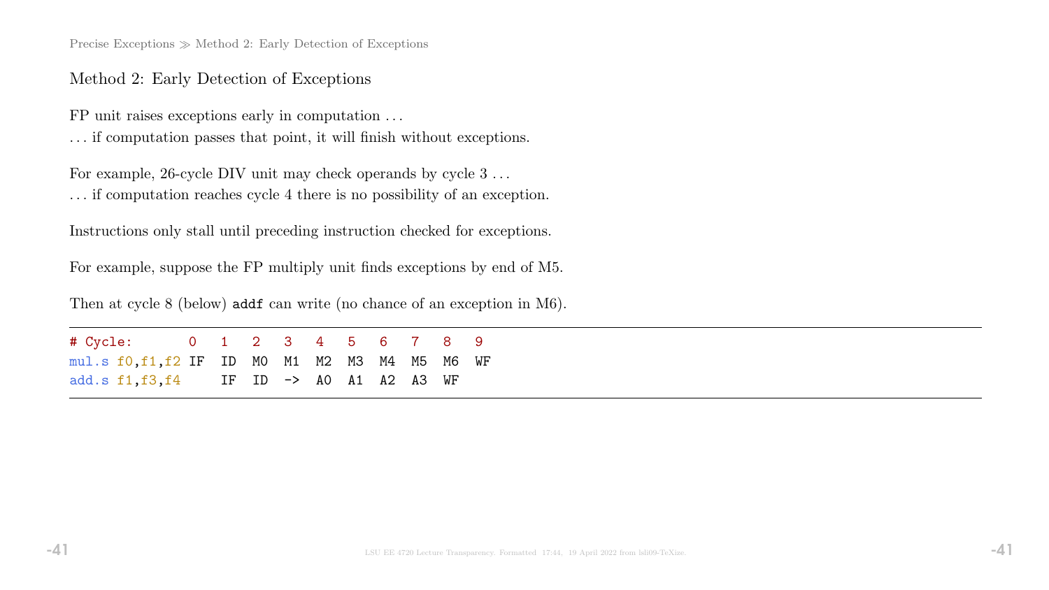## Method 2: Early Detection of Exceptions

FP unit raises exceptions early in computation ...

... if computation passes that point, it will finish without exceptions.

For example, 26-cycle DIV unit may check operands by cycle 3 ...

... if computation reaches cycle 4 there is no possibility of an exception.

Instructions only stall until preceding instruction checked for exceptions.

For example, suppose the FP multiply unit finds exceptions by end of M5.

Then at cycle 8 (below) `addf` can write (no chance of an exception in M6).

```
# Cycle:       0   1   2   3   4   5   6   7   8   9
mul.s f0,f1,f2 IF  ID  M0  M1  M2  M3  M4  M5  M6  WF
add.s f1,f3,f4     IF  ID  ->  A0  A1  A2  A3  WF
```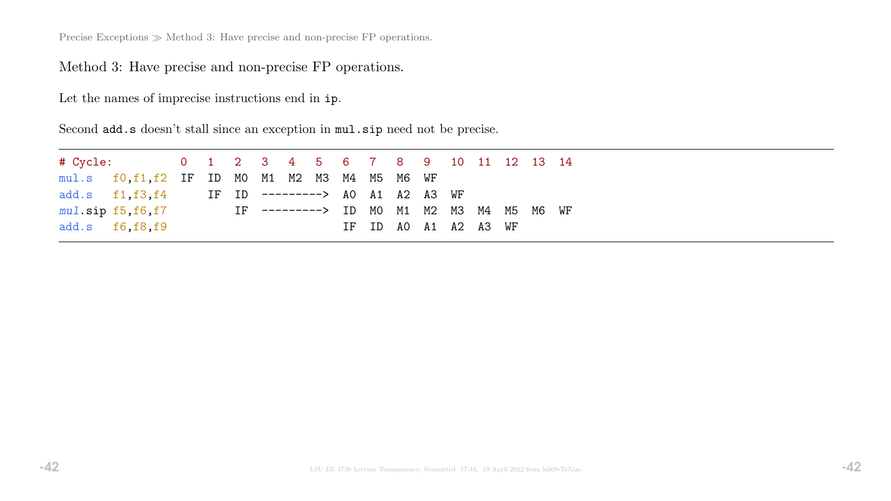Method 3: Have precise and non-precise FP operations.

Let the names of imprecise instructions end in `ip`.

Second `add.s` doesn't stall since an exception in `mul.sip` need not be precise.

```
# Cycle:          0   1   2   3   4   5   6   7   8   9   10  11  12  13  14
mul.s   f0,f1,f2  IF  ID  M0  M1  M2  M3  M4  M5  M6  WF
add.s   f1,f3,f4      IF  ID  --------->  A0  A1  A2  A3  WF
mul.sip f5,f6,f7          IF  --------->  ID  M0  M1  M2  M3  M4  M5  M6  WF
add.s   f6,f8,f9                          IF  ID  A0  A1  A2  A3  WF
```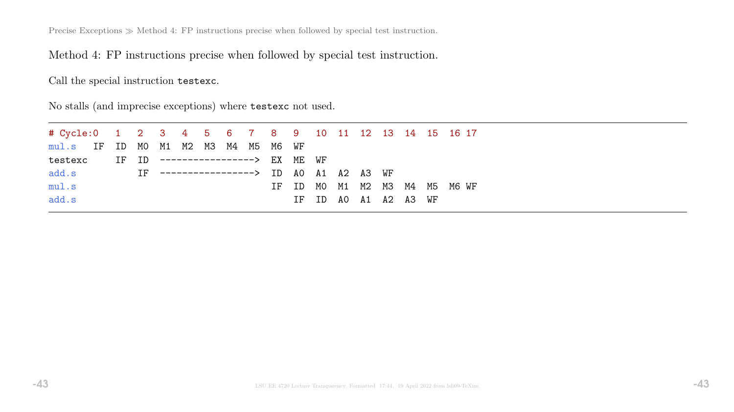Method 4: FP instructions precise when followed by special test instruction.

Call the special instruction `testexc`.

No stalls (and imprecise exceptions) where `testexc` not used.

```
# Cycle:0   1   2   3   4   5   6   7   8   9   10  11  12  13  14  15  16 17
mul.s   IF  ID  M0  M1  M2  M3  M4  M5  M6  WF
testexc     IF  ID  ----------------->  EX  ME  WF
add.s           IF  ----------------->  ID  A0  A1  A2  A3  WF
mul.s                                   IF  ID  M0  M1  M2  M3  M4  M5  M6 WF
add.s                                       IF  ID  A0  A1  A2  A3  WF
```